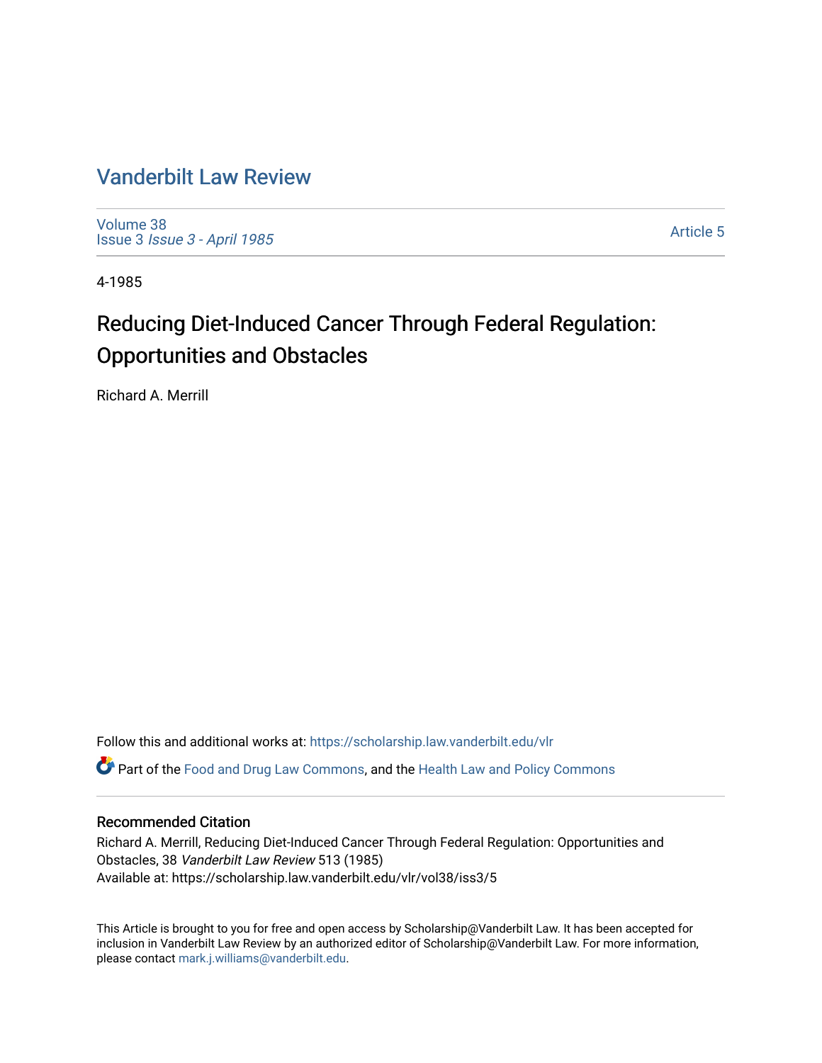# Vanderbilt Law Review

Volume 38
Issue 3 *Issue 3 - April 1985*

Article 5

4-1985

## Reducing Diet-Induced Cancer Through Federal Regulation: Opportunities and Obstacles

Richard A. Merrill

Follow this and additional works at: https://scholarship.law.vanderbilt.edu/vlr

Part of the Food and Drug Law Commons, and the Health Law and Policy Commons

### Recommended Citation

Richard A. Merrill, Reducing Diet-Induced Cancer Through Federal Regulation: Opportunities and Obstacles, 38 *Vanderbilt Law Review* 513 (1985)
Available at: https://scholarship.law.vanderbilt.edu/vlr/vol38/iss3/5

This Article is brought to you for free and open access by Scholarship@Vanderbilt Law. It has been accepted for inclusion in Vanderbilt Law Review by an authorized editor of Scholarship@Vanderbilt Law. For more information, please contact mark.j.williams@vanderbilt.edu.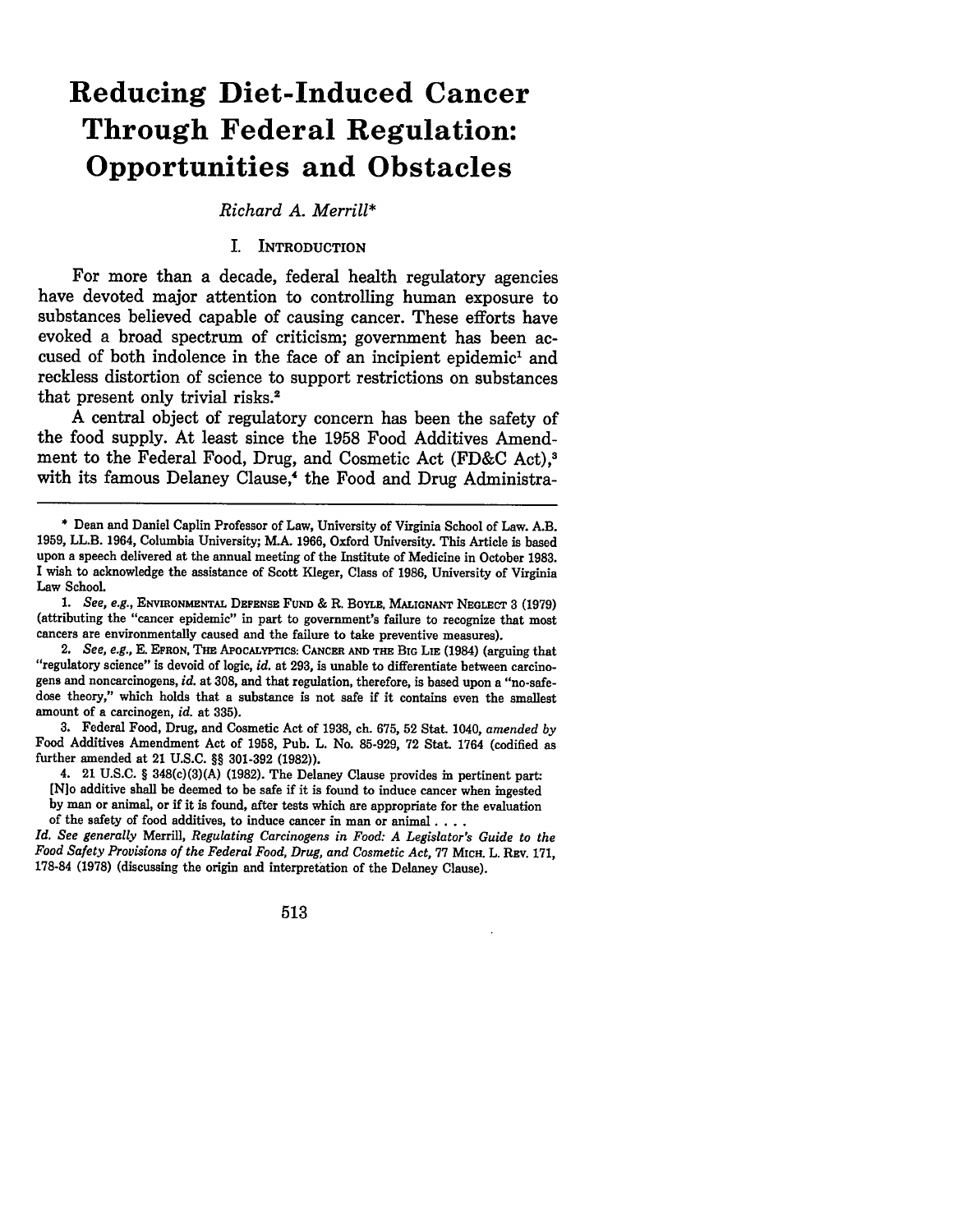# Reducing Diet-Induced Cancer Through Federal Regulation: Opportunities and Obstacles

*Richard A. Merrill**

## I. Introduction

For more than a decade, federal health regulatory agencies have devoted major attention to controlling human exposure to substances believed capable of causing cancer. These efforts have evoked a broad spectrum of criticism; government has been accused of both indolence in the face of an incipient epidemic[1] and reckless distortion of science to support restrictions on substances that present only trivial risks.[2]

A central object of regulatory concern has been the safety of the food supply. At least since the 1958 Food Additives Amendment to the Federal Food, Drug, and Cosmetic Act (FD&C Act),[3] with its famous Delaney Clause,[4] the Food and Drug Administra-

---

\* Dean and Daniel Caplin Professor of Law, University of Virginia School of Law. A.B. 1959, LL.B. 1964, Columbia University; M.A. 1966, Oxford University. This Article is based upon a speech delivered at the annual meeting of the Institute of Medicine in October 1983. I wish to acknowledge the assistance of Scott Kleger, Class of 1986, University of Virginia Law School.

1. *See, e.g.*, ENVIRONMENTAL DEFENSE FUND & R. BOYLE, MALIGNANT NEGLECT 3 (1979) (attributing the "cancer epidemic" in part to government's failure to recognize that most cancers are environmentally caused and the failure to take preventive measures).

2. *See, e.g.*, E. EFRON, THE APOCALYPTICS: CANCER AND THE BIG LIE (1984) (arguing that "regulatory science" is devoid of logic, *id.* at 293, is unable to differentiate between carcinogens and noncarcinogens, *id.* at 308, and that regulation, therefore, is based upon a "no-safe-dose theory," which holds that a substance is not safe if it contains even the smallest amount of a carcinogen, *id.* at 335).

3. Federal Food, Drug, and Cosmetic Act of 1938, ch. 675, 52 Stat. 1040, *amended by* Food Additives Amendment Act of 1958, Pub. L. No. 85-929, 72 Stat. 1764 (codified as further amended at 21 U.S.C. §§ 301-392 (1982)).

4. 21 U.S.C. § 348(c)(3)(A) (1982). The Delaney Clause provides in pertinent part:

> [N]o additive shall be deemed to be safe if it is found to induce cancer when ingested by man or animal, or if it is found, after tests which are appropriate for the evaluation of the safety of food additives, to induce cancer in man or animal . . . .

*Id. See generally* Merrill, *Regulating Carcinogens in Food: A Legislator's Guide to the Food Safety Provisions of the Federal Food, Drug, and Cosmetic Act*, 77 MICH. L. REV. 171, 178-84 (1978) (discussing the origin and interpretation of the Delaney Clause).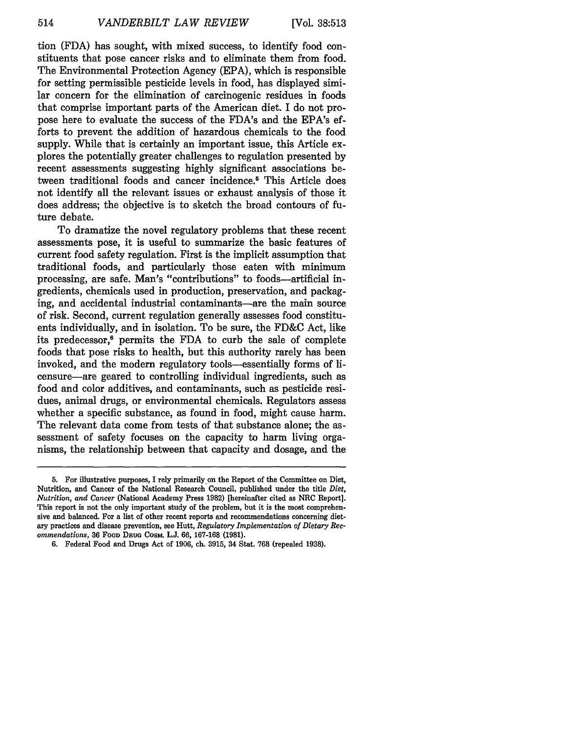tion (FDA) has sought, with mixed success, to identify food constituents that pose cancer risks and to eliminate them from food. The Environmental Protection Agency (EPA), which is responsible for setting permissible pesticide levels in food, has displayed similar concern for the elimination of carcinogenic residues in foods that comprise important parts of the American diet. I do not propose here to evaluate the success of the FDA's and the EPA's efforts to prevent the addition of hazardous chemicals to the food supply. While that is certainly an important issue, this Article explores the potentially greater challenges to regulation presented by recent assessments suggesting highly significant associations between traditional foods and cancer incidence.[5] This Article does not identify all the relevant issues or exhaust analysis of those it does address; the objective is to sketch the broad contours of future debate.

To dramatize the novel regulatory problems that these recent assessments pose, it is useful to summarize the basic features of current food safety regulation. First is the implicit assumption that traditional foods, and particularly those eaten with minimum processing, are safe. Man's "contributions" to foods—artificial ingredients, chemicals used in production, preservation, and packaging, and accidental industrial contaminants—are the main source of risk. Second, current regulation generally assesses food constituents individually, and in isolation. To be sure, the FD&C Act, like its predecessor,[6] permits the FDA to curb the sale of complete foods that pose risks to health, but this authority rarely has been invoked, and the modern regulatory tools—essentially forms of licensure—are geared to controlling individual ingredients, such as food and color additives, and contaminants, such as pesticide residues, animal drugs, or environmental chemicals. Regulators assess whether a specific substance, as found in food, might cause harm. The relevant data come from tests of that substance alone; the assessment of safety focuses on the capacity to harm living organisms, the relationship between that capacity and dosage, and the

---

5. For illustrative purposes, I rely primarily on the Report of the Committee on Diet, Nutrition, and Cancer of the National Research Council, published under the title *Diet, Nutrition, and Cancer* (National Academy Press 1982) [hereinafter cited as NRC Report]. This report is not the only important study of the problem, but it is the most comprehensive and balanced. For a list of other recent reports and recommendations concerning dietary practices and disease prevention, see Hutt, *Regulatory Implementation of Dietary Recommendations*, 36 Food Drug Cosm. L.J. 66, 167-168 (1981).

6. Federal Food and Drugs Act of 1906, ch. 3915, 34 Stat. 768 (repealed 1938).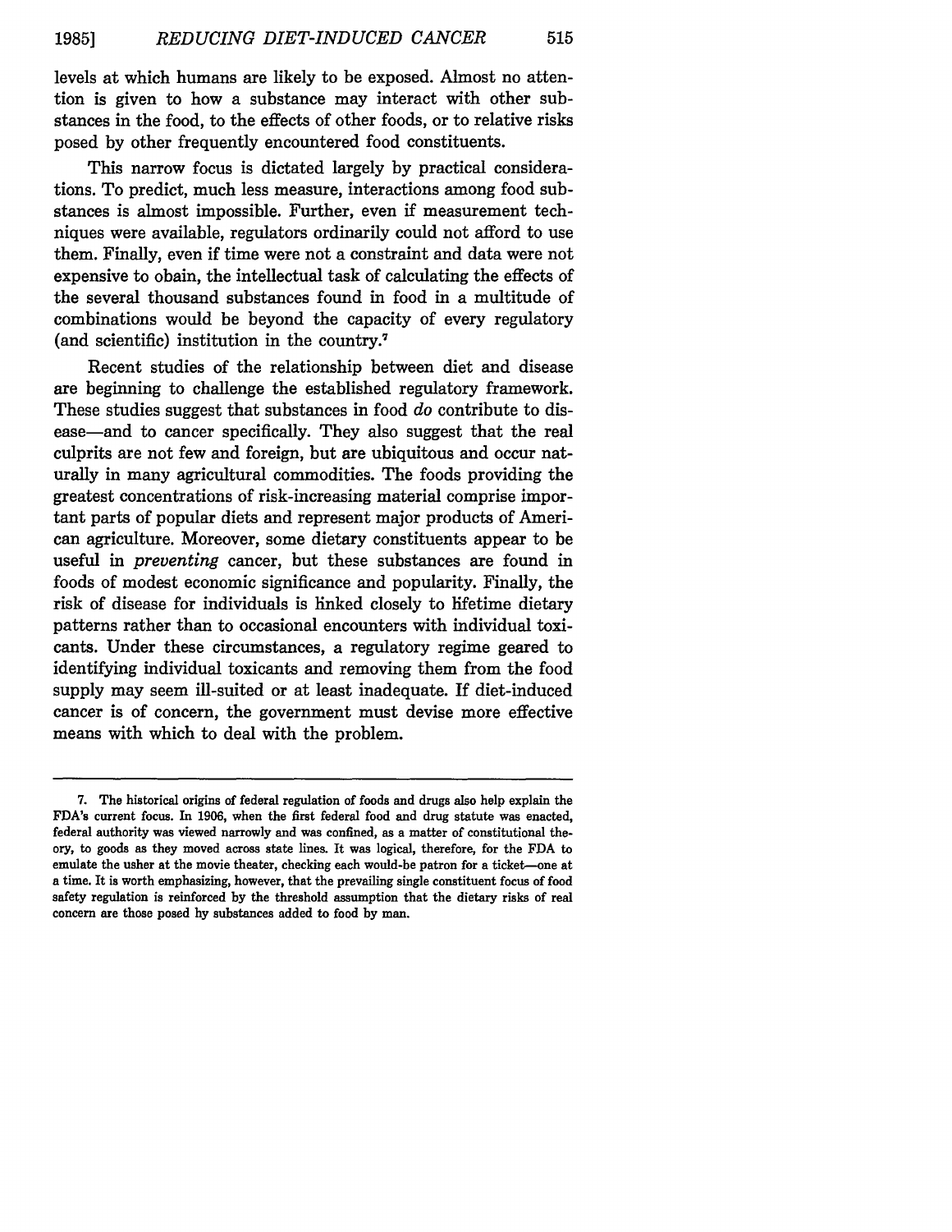levels at which humans are likely to be exposed. Almost no attention is given to how a substance may interact with other substances in the food, to the effects of other foods, or to relative risks posed by other frequently encountered food constituents.

This narrow focus is dictated largely by practical considerations. To predict, much less measure, interactions among food substances is almost impossible. Further, even if measurement techniques were available, regulators ordinarily could not afford to use them. Finally, even if time were not a constraint and data were not expensive to obain, the intellectual task of calculating the effects of the several thousand substances found in food in a multitude of combinations would be beyond the capacity of every regulatory (and scientific) institution in the country.[7]

Recent studies of the relationship between diet and disease are beginning to challenge the established regulatory framework. These studies suggest that substances in food *do* contribute to disease—and to cancer specifically. They also suggest that the real culprits are not few and foreign, but are ubiquitous and occur naturally in many agricultural commodities. The foods providing the greatest concentrations of risk-increasing material comprise important parts of popular diets and represent major products of American agriculture. Moreover, some dietary constituents appear to be useful in *preventing* cancer, but these substances are found in foods of modest economic significance and popularity. Finally, the risk of disease for individuals is linked closely to lifetime dietary patterns rather than to occasional encounters with individual toxicants. Under these circumstances, a regulatory regime geared to identifying individual toxicants and removing them from the food supply may seem ill-suited or at least inadequate. If diet-induced cancer is of concern, the government must devise more effective means with which to deal with the problem.

---

7. The historical origins of federal regulation of foods and drugs also help explain the FDA's current focus. In 1906, when the first federal food and drug statute was enacted, federal authority was viewed narrowly and was confined, as a matter of constitutional theory, to goods as they moved across state lines. It was logical, therefore, for the FDA to emulate the usher at the movie theater, checking each would-be patron for a ticket—one at a time. It is worth emphasizing, however, that the prevailing single constituent focus of food safety regulation is reinforced by the threshold assumption that the dietary risks of real concern are those posed by substances added to food by man.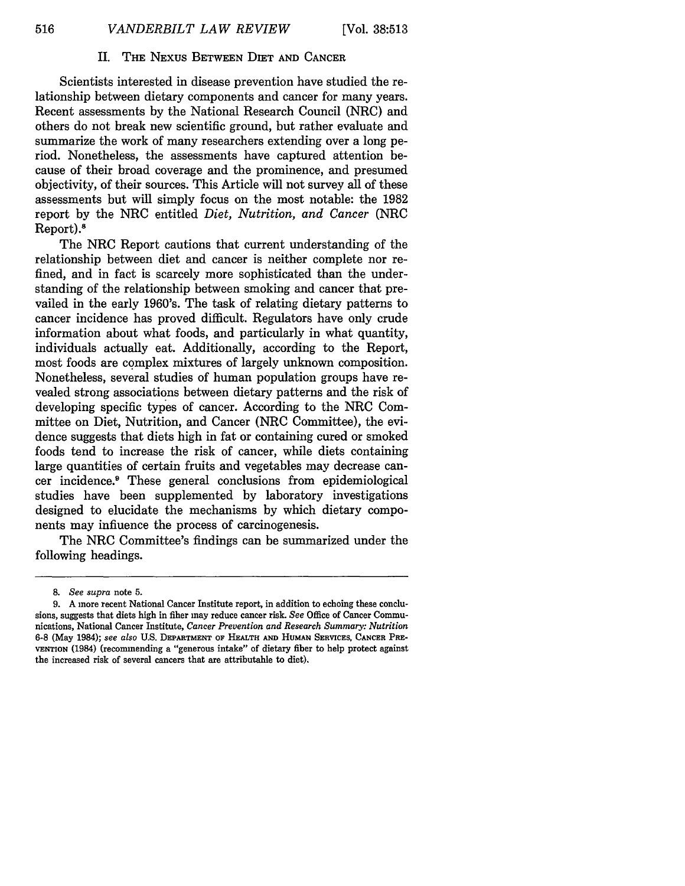## II. The Nexus Between Diet and Cancer

Scientists interested in disease prevention have studied the relationship between dietary components and cancer for many years. Recent assessments by the National Research Council (NRC) and others do not break new scientific ground, but rather evaluate and summarize the work of many researchers extending over a long period. Nonetheless, the assessments have captured attention because of their broad coverage and the prominence, and presumed objectivity, of their sources. This Article will not survey all of these assessments but will simply focus on the most notable: the 1982 report by the NRC entitled *Diet, Nutrition, and Cancer* (NRC Report).[8]

The NRC Report cautions that current understanding of the relationship between diet and cancer is neither complete nor refined, and in fact is scarcely more sophisticated than the understanding of the relationship between smoking and cancer that prevailed in the early 1960's. The task of relating dietary patterns to cancer incidence has proved difficult. Regulators have only crude information about what foods, and particularly in what quantity, individuals actually eat. Additionally, according to the Report, most foods are complex mixtures of largely unknown composition. Nonetheless, several studies of human population groups have revealed strong associations between dietary patterns and the risk of developing specific types of cancer. According to the NRC Committee on Diet, Nutrition, and Cancer (NRC Committee), the evidence suggests that diets high in fat or containing cured or smoked foods tend to increase the risk of cancer, while diets containing large quantities of certain fruits and vegetables may decrease cancer incidence.[9] These general conclusions from epidemiological studies have been supplemented by laboratory investigations designed to elucidate the mechanisms by which dietary components may influence the process of carcinogenesis.

The NRC Committee's findings can be summarized under the following headings.

---

8. *See supra* note 5.

9. A more recent National Cancer Institute report, in addition to echoing these conclusions, suggests that diets high in fiber may reduce cancer risk. *See* Office of Cancer Communications, National Cancer Institute, *Cancer Prevention and Research Summary: Nutrition* 6-8 (May 1984); *see also* U.S. Department of Health and Human Services, Cancer Prevention (1984) (recommending a "generous intake" of dietary fiber to help protect against the increased risk of several cancers that are attributable to diet).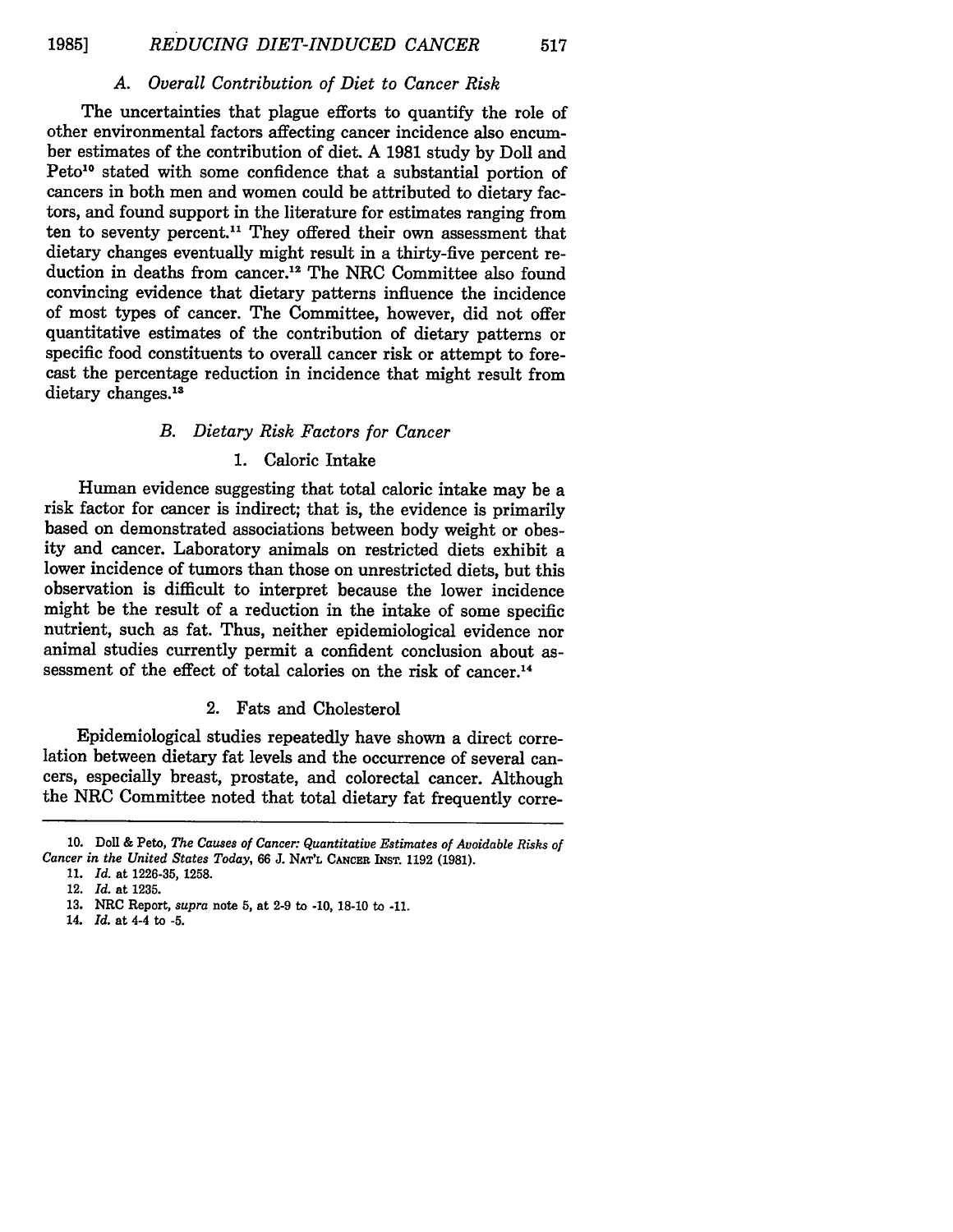### *A. Overall Contribution of Diet to Cancer Risk*

The uncertainties that plague efforts to quantify the role of other environmental factors affecting cancer incidence also encumber estimates of the contribution of diet. A 1981 study by Doll and Peto[10] stated with some confidence that a substantial portion of cancers in both men and women could be attributed to dietary factors, and found support in the literature for estimates ranging from ten to seventy percent.[11] They offered their own assessment that dietary changes eventually might result in a thirty-five percent reduction in deaths from cancer.[12] The NRC Committee also found convincing evidence that dietary patterns influence the incidence of most types of cancer. The Committee, however, did not offer quantitative estimates of the contribution of dietary patterns or specific food constituents to overall cancer risk or attempt to forecast the percentage reduction in incidence that might result from dietary changes.[13]

### *B. Dietary Risk Factors for Cancer*

#### 1. Caloric Intake

Human evidence suggesting that total caloric intake may be a risk factor for cancer is indirect; that is, the evidence is primarily based on demonstrated associations between body weight or obesity and cancer. Laboratory animals on restricted diets exhibit a lower incidence of tumors than those on unrestricted diets, but this observation is difficult to interpret because the lower incidence might be the result of a reduction in the intake of some specific nutrient, such as fat. Thus, neither epidemiological evidence nor animal studies currently permit a confident conclusion about assessment of the effect of total calories on the risk of cancer.[14]

#### 2. Fats and Cholesterol

Epidemiological studies repeatedly have shown a direct correlation between dietary fat levels and the occurrence of several cancers, especially breast, prostate, and colorectal cancer. Although the NRC Committee noted that total dietary fat frequently corre-

---

10. Doll & Peto, *The Causes of Cancer: Quantitative Estimates of Avoidable Risks of Cancer in the United States Today*, 66 J. NAT'L CANCER INST. 1192 (1981).

11. *Id.* at 1226-35, 1258.

12. *Id.* at 1235.

13. NRC Report, *supra* note 5, at 2-9 to -10, 18-10 to -11.

14. *Id.* at 4-4 to -5.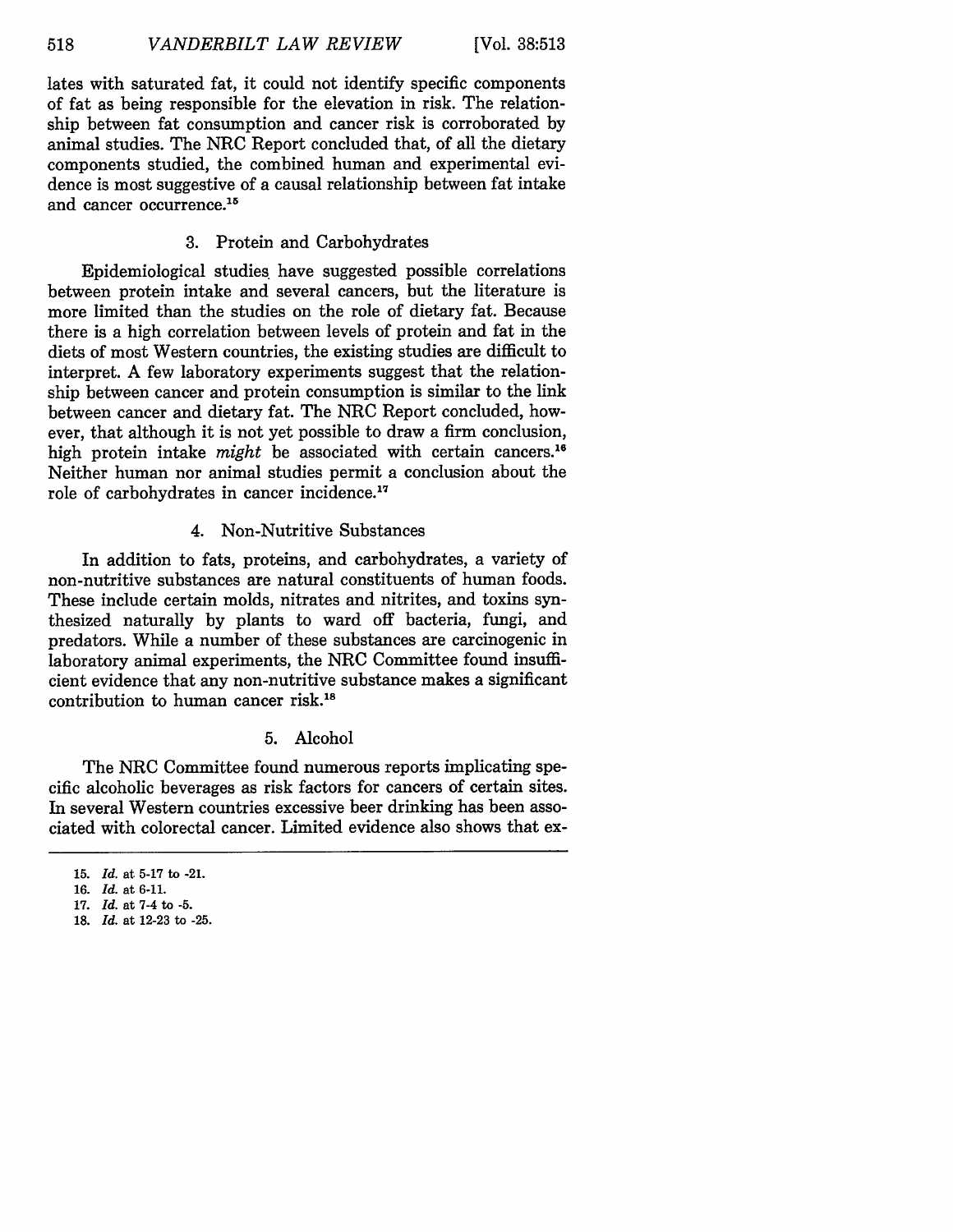lates with saturated fat, it could not identify specific components of fat as being responsible for the elevation in risk. The relationship between fat consumption and cancer risk is corroborated by animal studies. The NRC Report concluded that, of all the dietary components studied, the combined human and experimental evidence is most suggestive of a causal relationship between fat intake and cancer occurrence.[15]

### 3. Protein and Carbohydrates

Epidemiological studies have suggested possible correlations between protein intake and several cancers, but the literature is more limited than the studies on the role of dietary fat. Because there is a high correlation between levels of protein and fat in the diets of most Western countries, the existing studies are difficult to interpret. A few laboratory experiments suggest that the relationship between cancer and protein consumption is similar to the link between cancer and dietary fat. The NRC Report concluded, however, that although it is not yet possible to draw a firm conclusion, high protein intake *might* be associated with certain cancers.[16] Neither human nor animal studies permit a conclusion about the role of carbohydrates in cancer incidence.[17]

### 4. Non-Nutritive Substances

In addition to fats, proteins, and carbohydrates, a variety of non-nutritive substances are natural constituents of human foods. These include certain molds, nitrates and nitrites, and toxins synthesized naturally by plants to ward off bacteria, fungi, and predators. While a number of these substances are carcinogenic in laboratory animal experiments, the NRC Committee found insufficient evidence that any non-nutritive substance makes a significant contribution to human cancer risk.[18]

### 5. Alcohol

The NRC Committee found numerous reports implicating specific alcoholic beverages as risk factors for cancers of certain sites. In several Western countries excessive beer drinking has been associated with colorectal cancer. Limited evidence also shows that ex-

---

15. *Id.* at 5-17 to -21.
16. *Id.* at 6-11.
17. *Id.* at 7-4 to -5.
18. *Id.* at 12-23 to -25.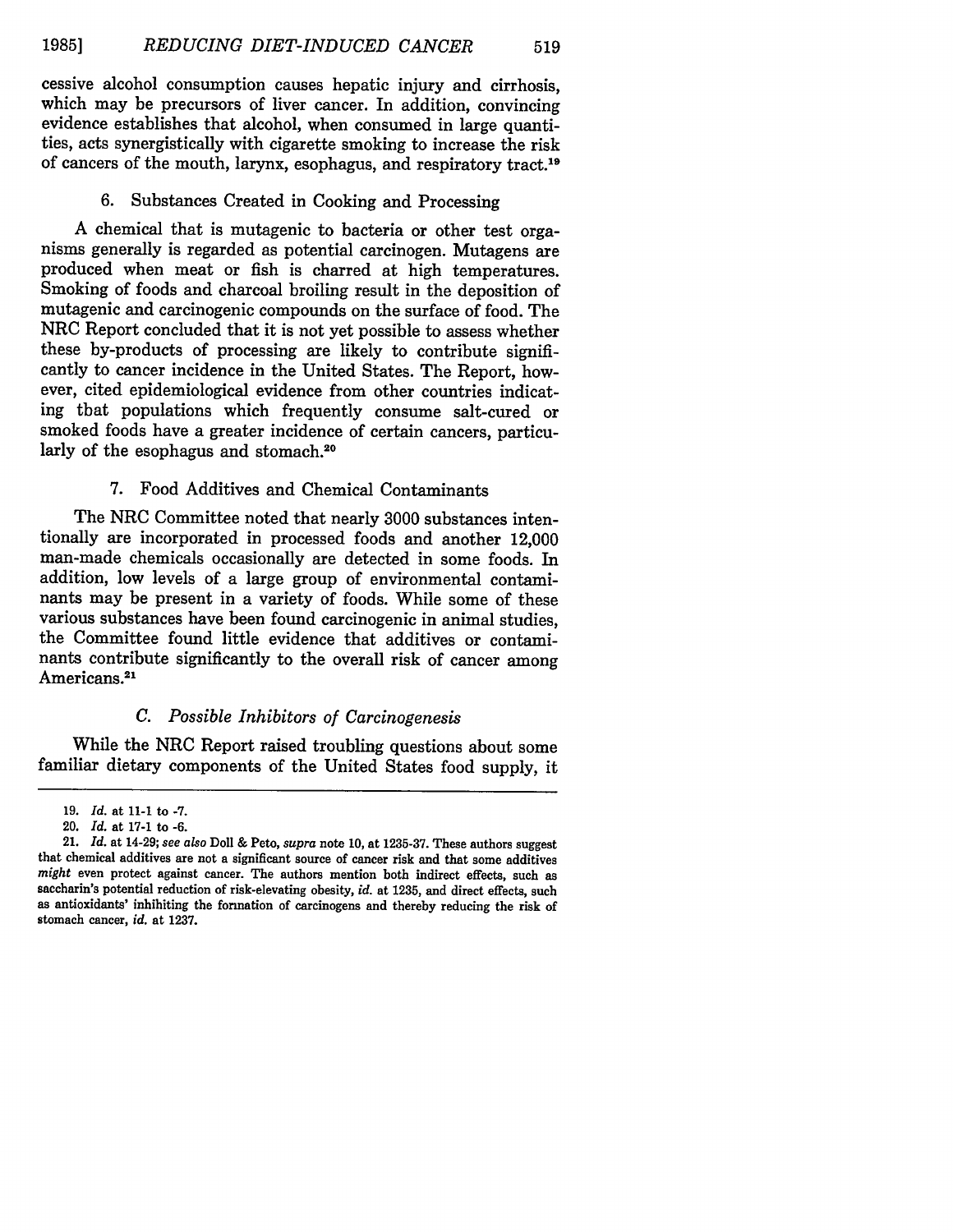cessive alcohol consumption causes hepatic injury and cirrhosis, which may be precursors of liver cancer. In addition, convincing evidence establishes that alcohol, when consumed in large quantities, acts synergistically with cigarette smoking to increase the risk of cancers of the mouth, larynx, esophagus, and respiratory tract.[19]

### 6. Substances Created in Cooking and Processing

A chemical that is mutagenic to bacteria or other test organisms generally is regarded as potential carcinogen. Mutagens are produced when meat or fish is charred at high temperatures. Smoking of foods and charcoal broiling result in the deposition of mutagenic and carcinogenic compounds on the surface of food. The NRC Report concluded that it is not yet possible to assess whether these by-products of processing are likely to contribute significantly to cancer incidence in the United States. The Report, however, cited epidemiological evidence from other countries indicating tbat populations which frequently consume salt-cured or smoked foods have a greater incidence of certain cancers, particularly of the esophagus and stomach.[20]

### 7. Food Additives and Chemical Contaminants

The NRC Committee noted that nearly 3000 substances intentionally are incorporated in processed foods and another 12,000 man-made chemicals occasionally are detected in some foods. In addition, low levels of a large group of environmental contaminants may be present in a variety of foods. While some of these various substances have been found carcinogenic in animal studies, the Committee found little evidence that additives or contaminants contribute significantly to the overall risk of cancer among Americans.[21]

## *C. Possible Inhibitors of Carcinogenesis*

While the NRC Report raised troubling questions about some familiar dietary components of the United States food supply, it

---

19. *Id.* at 11-1 to -7.

20. *Id.* at 17-1 to -6.

21. *Id.* at 14-29; *see also* Doll & Peto, *supra* note 10, at 1235-37. These authors suggest that chemical additives are not a significant source of cancer risk and that some additives *might* even protect against cancer. The authors mention both indirect effects, such as saccharin's potential reduction of risk-elevating obesity, *id.* at 1235, and direct effects, such as antioxidants' inhibiting the formation of carcinogens and thereby reducing the risk of stomach cancer, *id.* at 1237.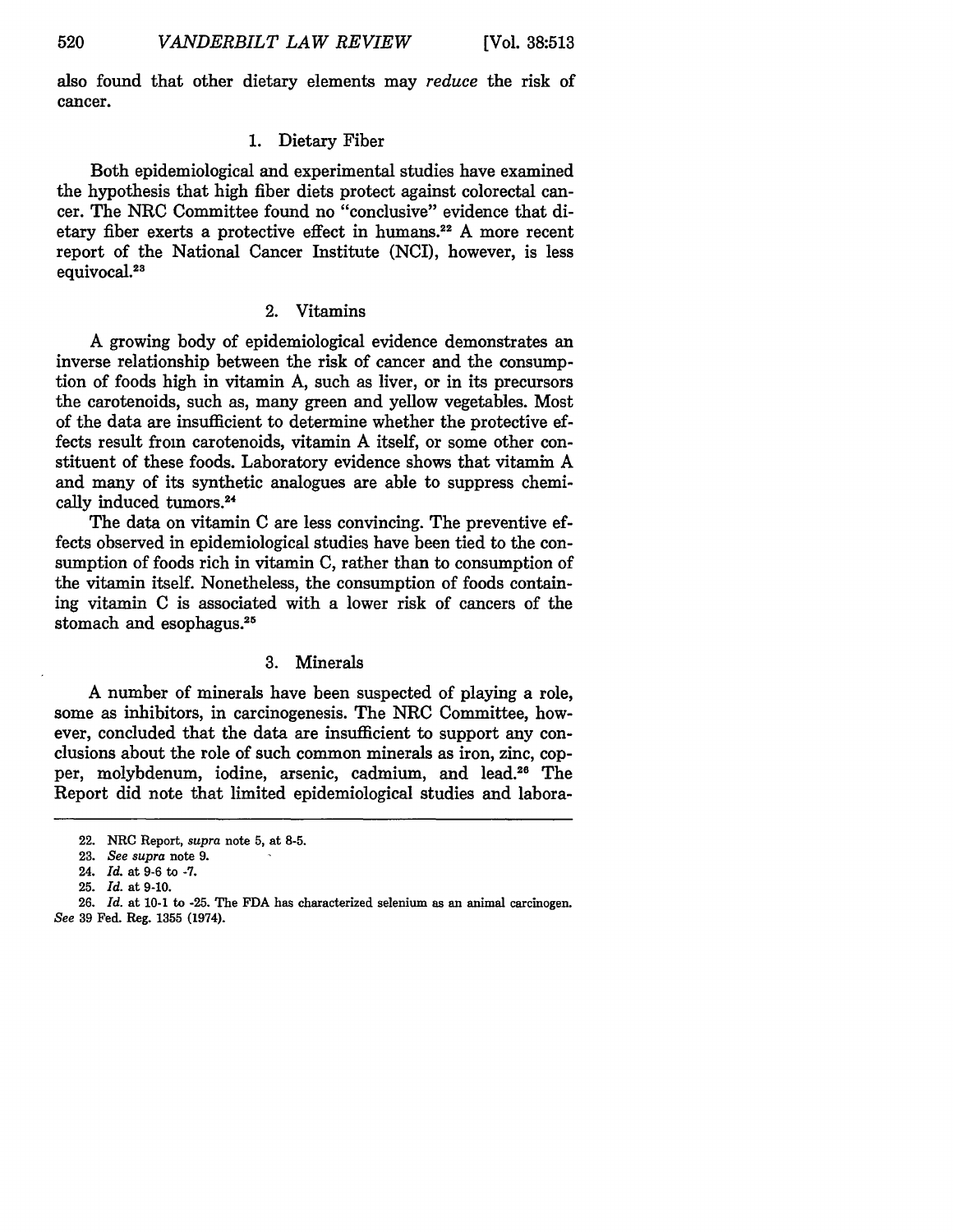also found that other dietary elements may *reduce* the risk of cancer.

### 1. Dietary Fiber

Both epidemiological and experimental studies have examined the hypothesis that high fiber diets protect against colorectal cancer. The NRC Committee found no "conclusive" evidence that dietary fiber exerts a protective effect in humans.[22] A more recent report of the National Cancer Institute (NCI), however, is less equivocal.[23]

### 2. Vitamins

A growing body of epidemiological evidence demonstrates an inverse relationship between the risk of cancer and the consumption of foods high in vitamin A, such as liver, or in its precursors the carotenoids, such as, many green and yellow vegetables. Most of the data are insufficient to determine whether the protective effects result from carotenoids, vitamin A itself, or some other constituent of these foods. Laboratory evidence shows that vitamin A and many of its synthetic analogues are able to suppress chemically induced tumors.[24]

The data on vitamin C are less convincing. The preventive effects observed in epidemiological studies have been tied to the consumption of foods rich in vitamin C, rather than to consumption of the vitamin itself. Nonetheless, the consumption of foods containing vitamin C is associated with a lower risk of cancers of the stomach and esophagus.[25]

### 3. Minerals

A number of minerals have been suspected of playing a role, some as inhibitors, in carcinogenesis. The NRC Committee, however, concluded that the data are insufficient to support any conclusions about the role of such common minerals as iron, zinc, copper, molybdenum, iodine, arsenic, cadmium, and lead.[26] The Report did note that limited epidemiological studies and labora-

---

22. NRC Report, *supra* note 5, at 8-5.

23. *See supra* note 9.

24. *Id.* at 9-6 to -7.

25. *Id.* at 9-10.

26. *Id.* at 10-1 to -25. The FDA has characterized selenium as an animal carcinogen. *See* 39 Fed. Reg. 1355 (1974).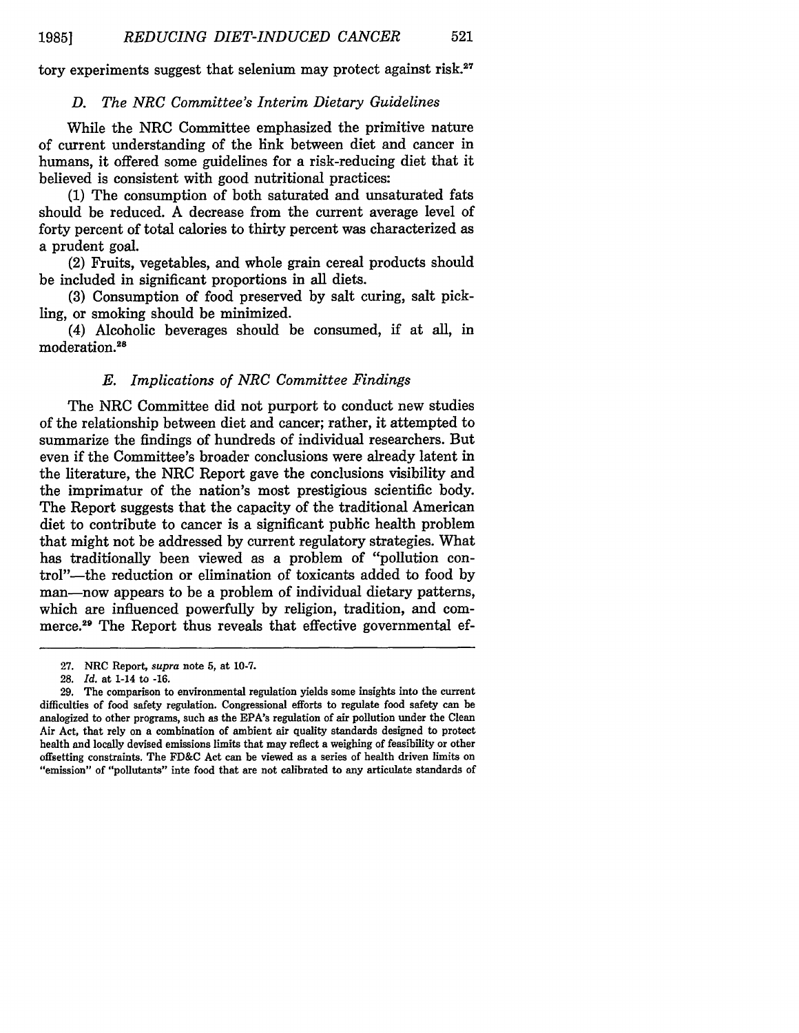tory experiments suggest that selenium may protect against risk.[27]

### *D. The NRC Committee's Interim Dietary Guidelines*

While the NRC Committee emphasized the primitive nature of current understanding of the link between diet and cancer in humans, it offered some guidelines for a risk-reducing diet that it believed is consistent with good nutritional practices:

(1) The consumption of both saturated and unsaturated fats should be reduced. A decrease from the current average level of forty percent of total calories to thirty percent was characterized as a prudent goal.

(2) Fruits, vegetables, and whole grain cereal products should be included in significant proportions in all diets.

(3) Consumption of food preserved by salt curing, salt pickling, or smoking should be minimized.

(4) Alcoholic beverages should be consumed, if at all, in moderation.[28]

### *E. Implications of NRC Committee Findings*

The NRC Committee did not purport to conduct new studies of the relationship between diet and cancer; rather, it attempted to summarize the findings of hundreds of individual researchers. But even if the Committee's broader conclusions were already latent in the literature, the NRC Report gave the conclusions visibility and the imprimatur of the nation's most prestigious scientific body. The Report suggests that the capacity of the traditional American diet to contribute to cancer is a significant public health problem that might not be addressed by current regulatory strategies. What has traditionally been viewed as a problem of "pollution control"—the reduction or elimination of toxicants added to food by man—now appears to be a problem of individual dietary patterns, which are influenced powerfully by religion, tradition, and commerce.[29] The Report thus reveals that effective governmental ef-

---

27. NRC Report, *supra* note 5, at 10-7.

28. *Id.* at 1-14 to -16.

29. The comparison to environmental regulation yields some insights into the current difficulties of food safety regulation. Congressional efforts to regulate food safety can be analogized to other programs, such as the EPA's regulation of air pollution under the Clean Air Act, that rely on a combination of ambient air quality standards designed to protect health and locally devised emissions limits that may reflect a weighing of feasibility or other offsetting constraints. The FD&C Act can be viewed as a series of health driven limits on "emission" of "pollutants" inte food that are not calibrated to any articulate standards of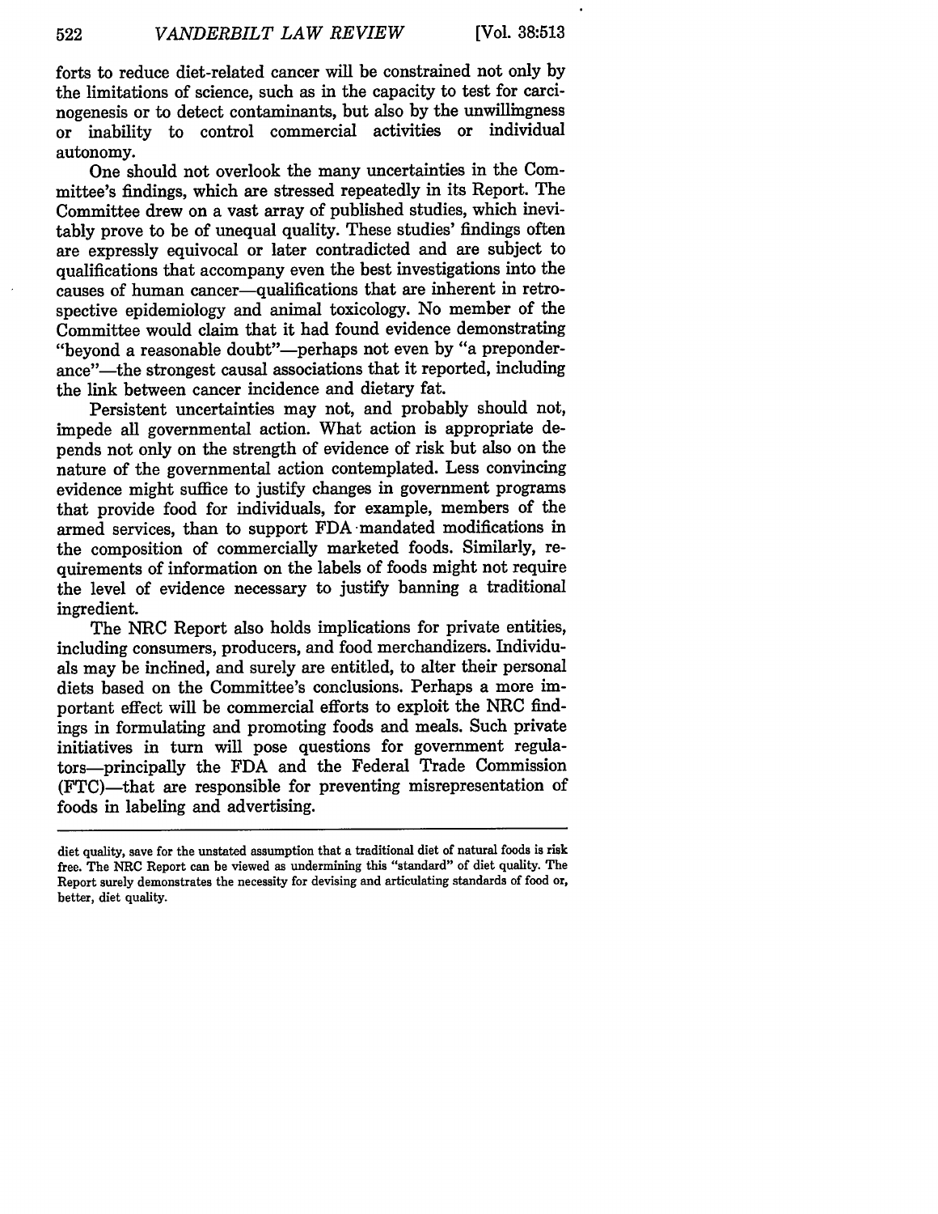forts to reduce diet-related cancer will be constrained not only by the limitations of science, such as in the capacity to test for carcinogenesis or to detect contaminants, but also by the unwillingness or inability to control commercial activities or individual autonomy.

One should not overlook the many uncertainties in the Committee's findings, which are stressed repeatedly in its Report. The Committee drew on a vast array of published studies, which inevitably prove to be of unequal quality. These studies' findings often are expressly equivocal or later contradicted and are subject to qualifications that accompany even the best investigations into the causes of human cancer—qualifications that are inherent in retrospective epidemiology and animal toxicology. No member of the Committee would claim that it had found evidence demonstrating "beyond a reasonable doubt"—perhaps not even by "a preponderance"—the strongest causal associations that it reported, including the link between cancer incidence and dietary fat.

Persistent uncertainties may not, and probably should not, impede all governmental action. What action is appropriate depends not only on the strength of evidence of risk but also on the nature of the governmental action contemplated. Less convincing evidence might suffice to justify changes in government programs that provide food for individuals, for example, members of the armed services, than to support FDA mandated modifications in the composition of commercially marketed foods. Similarly, requirements of information on the labels of foods might not require the level of evidence necessary to justify banning a traditional ingredient.

The NRC Report also holds implications for private entities, including consumers, producers, and food merchandizers. Individuals may be inclined, and surely are entitled, to alter their personal diets based on the Committee's conclusions. Perhaps a more important effect will be commercial efforts to exploit the NRC findings in formulating and promoting foods and meals. Such private initiatives in turn will pose questions for government regulators—principally the FDA and the Federal Trade Commission (FTC)—that are responsible for preventing misrepresentation of foods in labeling and advertising.

---

diet quality, save for the unstated assumption that a traditional diet of natural foods is risk free. The NRC Report can be viewed as undermining this "standard" of diet quality. The Report surely demonstrates the necessity for devising and articulating standards of food or, better, diet quality.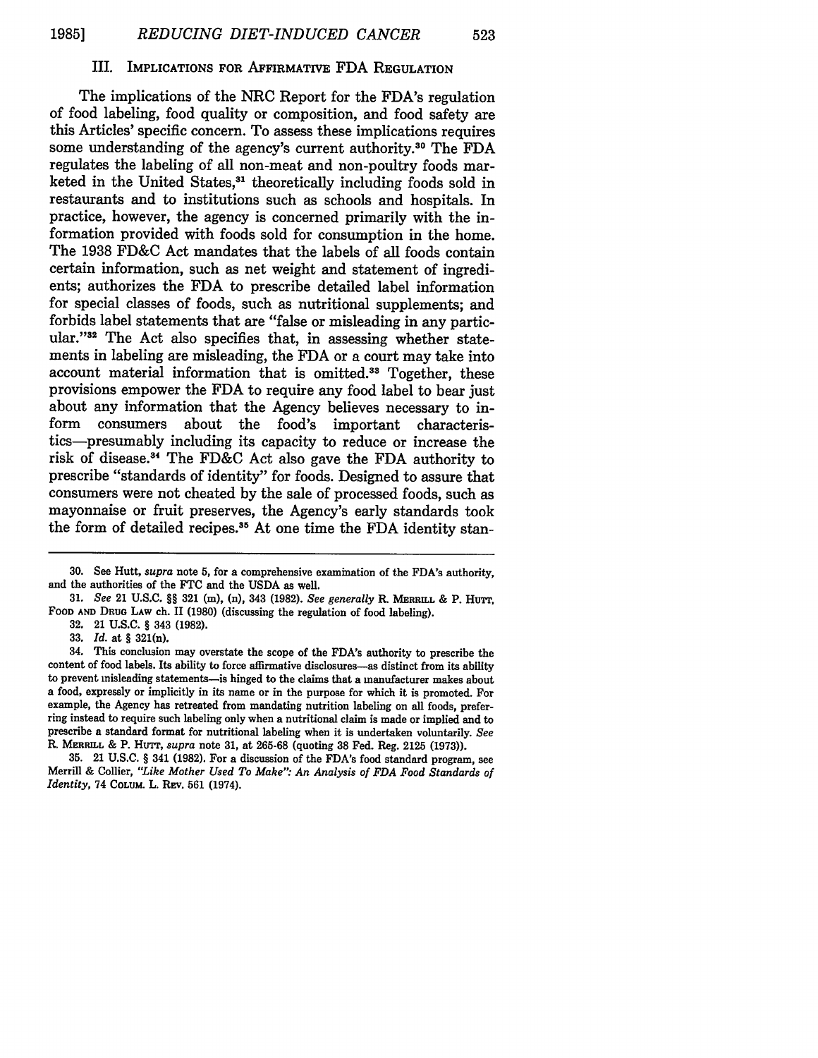## III. IMPLICATIONS FOR AFFIRMATIVE FDA REGULATION

The implications of the NRC Report for the FDA's regulation of food labeling, food quality or composition, and food safety are this Articles' specific concern. To assess these implications requires some understanding of the agency's current authority.[30] The FDA regulates the labeling of all non-meat and non-poultry foods marketed in the United States,[31] theoretically including foods sold in restaurants and to institutions such as schools and hospitals. In practice, however, the agency is concerned primarily with the information provided with foods sold for consumption in the home. The 1938 FD&C Act mandates that the labels of all foods contain certain information, such as net weight and statement of ingredients; authorizes the FDA to prescribe detailed label information for special classes of foods, such as nutritional supplements; and forbids label statements that are "false or misleading in any particular."[32] The Act also specifies that, in assessing whether statements in labeling are misleading, the FDA or a court may take into account material information that is omitted.[33] Together, these provisions empower the FDA to require any food label to bear just about any information that the Agency believes necessary to inform consumers about the food's important characteristics—presumably including its capacity to reduce or increase the risk of disease.[34] The FD&C Act also gave the FDA authority to prescribe "standards of identity" for foods. Designed to assure that consumers were not cheated by the sale of processed foods, such as mayonnaise or fruit preserves, the Agency's early standards took the form of detailed recipes.[35] At one time the FDA identity stan-

---

30. See Hutt, *supra* note 5, for a comprehensive examination of the FDA's authority, and the authorities of the FTC and the USDA as well.

31. *See* 21 U.S.C. §§ 321 (m), (n), 343 (1982). *See generally* R. MERRILL & P. HUTT, FOOD AND DRUG LAW ch. II (1980) (discussing the regulation of food labeling).

32. 21 U.S.C. § 343 (1982).

33. *Id.* at § 321(n).

34. This conclusion may overstate the scope of the FDA's authority to prescribe the content of food labels. Its ability to force affirmative disclosures—as distinct from its ability to prevent misleading statements—is hinged to the claims that a manufacturer makes about a food, expressly or implicitly in its name or in the purpose for which it is promoted. For example, the Agency has retreated from mandating nutrition labeling on all foods, preferring instead to require such labeling only when a nutritional claim is made or implied and to prescribe a standard format for nutritional labeling when it is undertaken voluntarily. *See* R. MERRILL & P. HUTT, *supra* note 31, at 265-68 (quoting 38 Fed. Reg. 2125 (1973)).

35. 21 U.S.C. § 341 (1982). For a discussion of the FDA's food standard program, see Merrill & Collier, *"Like Mother Used To Make": An Analysis of FDA Food Standards of Identity*, 74 COLUM. L. REV. 561 (1974).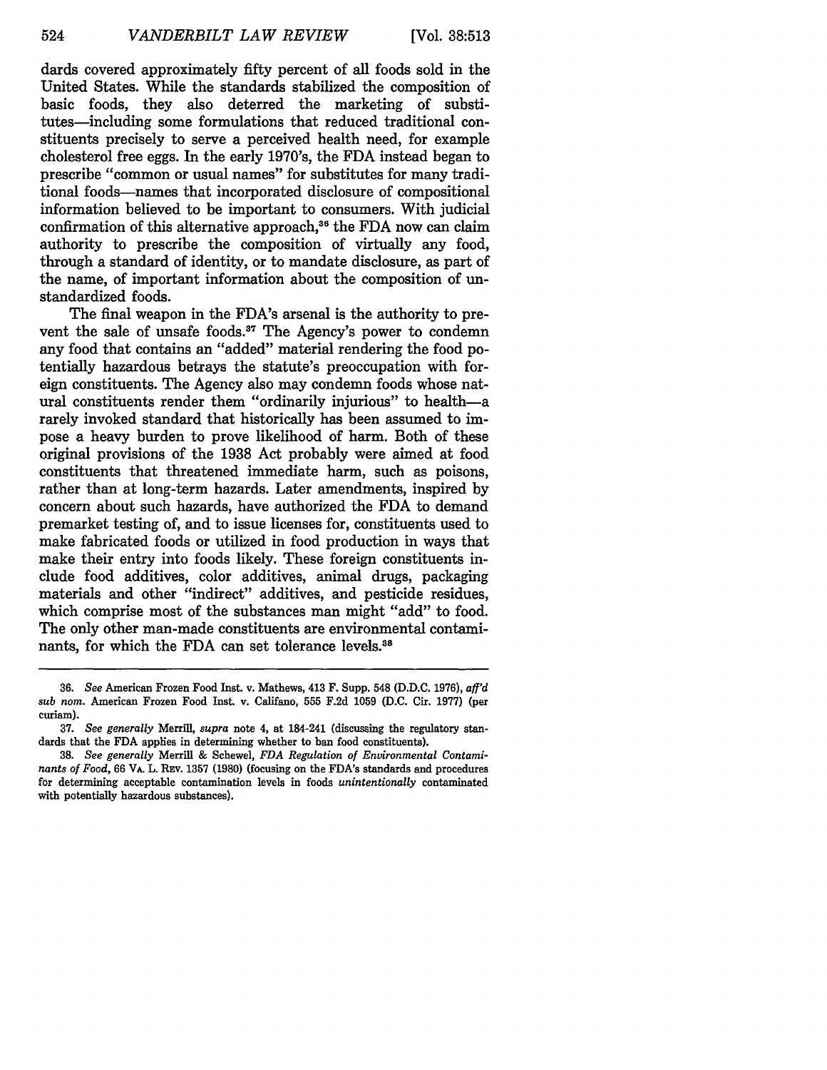dards covered approximately fifty percent of all foods sold in the United States. While the standards stabilized the composition of basic foods, they also deterred the marketing of substitutes—including some formulations that reduced traditional constituents precisely to serve a perceived health need, for example cholesterol free eggs. In the early 1970's, the FDA instead began to prescribe "common or usual names" for substitutes for many traditional foods—names that incorporated disclosure of compositional information believed to be important to consumers. With judicial confirmation of this alternative approach,[36] the FDA now can claim authority to prescribe the composition of virtually any food, through a standard of identity, or to mandate disclosure, as part of the name, of important information about the composition of unstandardized foods.

The final weapon in the FDA's arsenal is the authority to prevent the sale of unsafe foods.[37] The Agency's power to condemn any food that contains an "added" material rendering the food potentially hazardous betrays the statute's preoccupation with foreign constituents. The Agency also may condemn foods whose natural constituents render them "ordinarily injurious" to health—a rarely invoked standard that historically has been assumed to impose a heavy burden to prove likelihood of harm. Both of these original provisions of the 1938 Act probably were aimed at food constituents that threatened immediate harm, such as poisons, rather than at long-term hazards. Later amendments, inspired by concern about such hazards, have authorized the FDA to demand premarket testing of, and to issue licenses for, constituents used to make fabricated foods or utilized in food production in ways that make their entry into foods likely. These foreign constituents include food additives, color additives, animal drugs, packaging materials and other "indirect" additives, and pesticide residues, which comprise most of the substances man might "add" to food. The only other man-made constituents are environmental contaminants, for which the FDA can set tolerance levels.[38]

---

36. *See* American Frozen Food Inst. v. Mathews, 413 F. Supp. 548 (D.D.C. 1976), *aff'd sub nom.* American Frozen Food Inst. v. Califano, 555 F.2d 1059 (D.C. Cir. 1977) (per curiam).

37. *See generally* Merrill, *supra* note 4, at 184-241 (discussing the regulatory standards that the FDA applies in determining whether to ban food constituents).

38. *See generally* Merrill & Schewel, *FDA Regulation of Environmental Contaminants of Food*, 66 VA. L. REV. 1357 (1980) (focusing on the FDA's standards and procedures for determining acceptable contamination levels in foods *unintentionally* contaminated with potentially hazardous substances).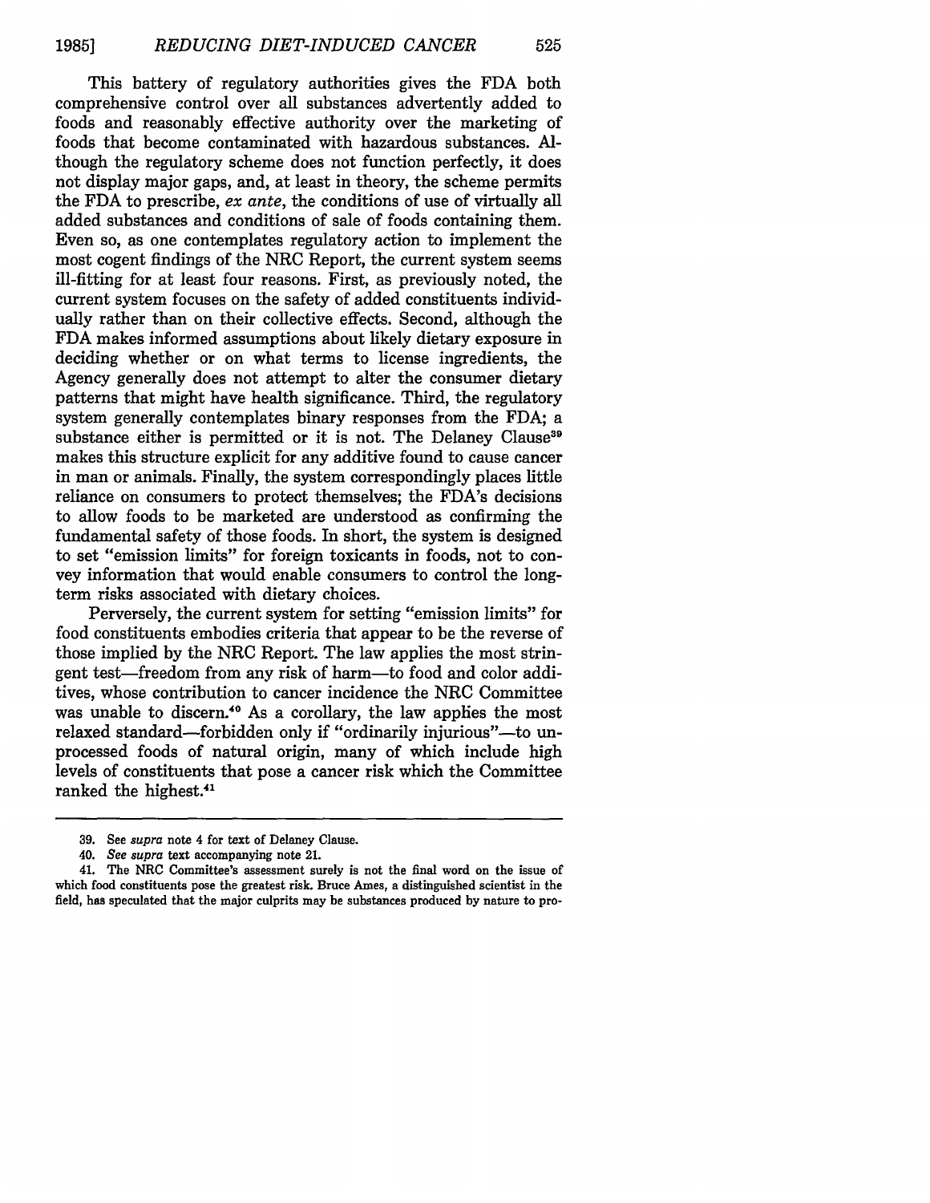This battery of regulatory authorities gives the FDA both comprehensive control over all substances advertently added to foods and reasonably effective authority over the marketing of foods that become contaminated with hazardous substances. Although the regulatory scheme does not function perfectly, it does not display major gaps, and, at least in theory, the scheme permits the FDA to prescribe, *ex ante*, the conditions of use of virtually all added substances and conditions of sale of foods containing them. Even so, as one contemplates regulatory action to implement the most cogent findings of the NRC Report, the current system seems ill-fitting for at least four reasons. First, as previously noted, the current system focuses on the safety of added constituents individually rather than on their collective effects. Second, although the FDA makes informed assumptions about likely dietary exposure in deciding whether or on what terms to license ingredients, the Agency generally does not attempt to alter the consumer dietary patterns that might have health significance. Third, the regulatory system generally contemplates binary responses from the FDA; a substance either is permitted or it is not. The Delaney Clause[39] makes this structure explicit for any additive found to cause cancer in man or animals. Finally, the system correspondingly places little reliance on consumers to protect themselves; the FDA's decisions to allow foods to be marketed are understood as confirming the fundamental safety of those foods. In short, the system is designed to set "emission limits" for foreign toxicants in foods, not to convey information that would enable consumers to control the long-term risks associated with dietary choices.

Perversely, the current system for setting "emission limits" for food constituents embodies criteria that appear to be the reverse of those implied by the NRC Report. The law applies the most stringent test—freedom from any risk of harm—to food and color additives, whose contribution to cancer incidence the NRC Committee was unable to discern.[40] As a corollary, the law applies the most relaxed standard—forbidden only if "ordinarily injurious"—to unprocessed foods of natural origin, many of which include high levels of constituents that pose a cancer risk which the Committee ranked the highest.[41]

---

39. See *supra* note 4 for text of Delaney Clause.

40. *See supra* text accompanying note 21.

41. The NRC Committee's assessment surely is not the final word on the issue of which food constituents pose the greatest risk. Bruce Ames, a distinguished scientist in the field, has speculated that the major culprits may be substances produced by nature to pro-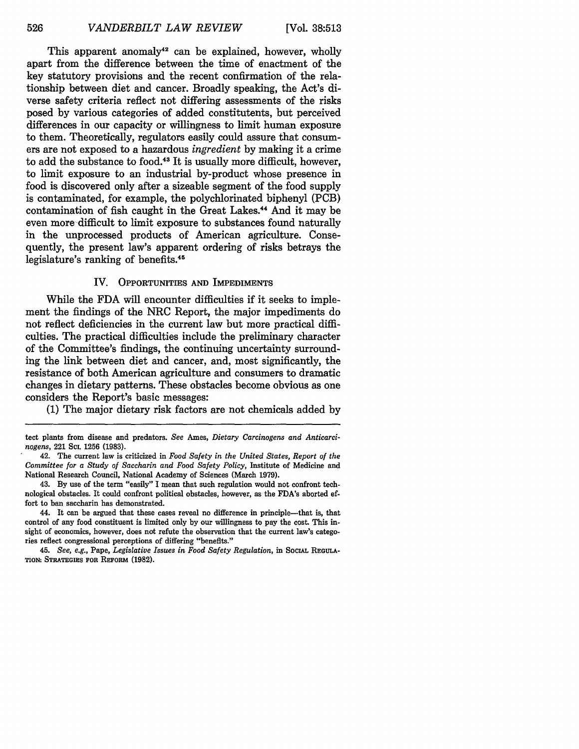This apparent anomaly[42] can be explained, however, wholly apart from the difference between the time of enactment of the key statutory provisions and the recent confirmation of the relationship between diet and cancer. Broadly speaking, the Act's diverse safety criteria reflect not differing assessments of the risks posed by various categories of added constitutents, but perceived differences in our capacity or willingness to limit human exposure to them. Theoretically, regulators easily could assure that consumers are not exposed to a hazardous *ingredient* by making it a crime to add the substance to food.[43] It is usually more difficult, however, to limit exposure to an industrial by-product whose presence in food is discovered only after a sizeable segment of the food supply is contaminated, for example, the polychlorinated biphenyl (PCB) contamination of fish caught in the Great Lakes.[44] And it may be even more difficult to limit exposure to substances found naturally in the unprocessed products of American agriculture. Consequently, the present law's apparent ordering of risks betrays the legislature's ranking of benefits.[45]

## IV. Opportunities and Impediments

While the FDA will encounter difficulties if it seeks to implement the findings of the NRC Report, the major impediments do not reflect deficiencies in the current law but more practical difficulties. The practical difficulties include the preliminary character of the Committee's findings, the continuing uncertainty surrounding the link between diet and cancer, and, most significantly, the resistance of both American agriculture and consumers to dramatic changes in dietary patterns. These obstacles become obvious as one considers the Report's basic messages:

(1) The major dietary risk factors are not chemicals added by

---

tect plants from disease and predators. *See* Ames, *Dietary Carcinogens and Anticarcinogens*, 221 Sci. 1256 (1983).

42. The current law is criticized in *Food Safety in the United States, Report of the Committee for a Study of Saccharin and Food Safety Policy*, Institute of Medicine and National Research Council, National Academy of Sciences (March 1979).

43. By use of the term "easily" I mean that such regulation would not confront technological obstacles. It could confront political obstacles, however, as the FDA's aborted effort to ban saccharin has demonstrated.

44. It can be argued that these cases reveal no difference in principle—that is, that control of any food constituent is limited only by our willingness to pay the cost. This insight of economics, however, does not refute the observation that the current law's categories reflect congressional perceptions of differing "benefits."

45. *See, e.g.*, Pape, *Legislative Issues in Food Safety Regulation*, in Social Regulation: Strategies for Reform (1982).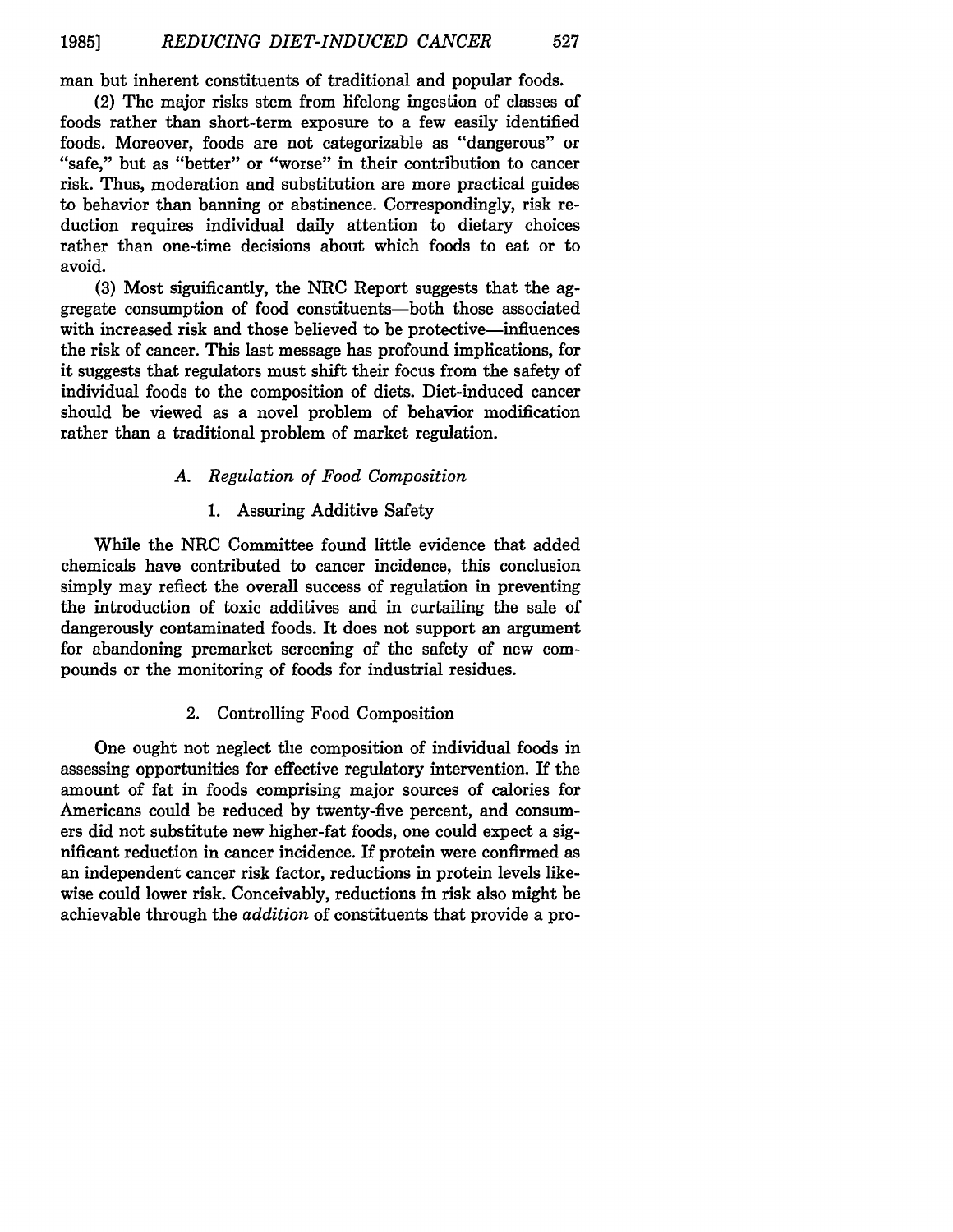man but inherent constituents of traditional and popular foods.

(2) The major risks stem from lifelong ingestion of classes of foods rather than short-term exposure to a few easily identified foods. Moreover, foods are not categorizable as "dangerous" or "safe," but as "better" or "worse" in their contribution to cancer risk. Thus, moderation and substitution are more practical guides to behavior than banning or abstinence. Correspondingly, risk reduction requires individual daily attention to dietary choices rather than one-time decisions about which foods to eat or to avoid.

(3) Most significantly, the NRC Report suggests that the aggregate consumption of food constituents—both those associated with increased risk and those believed to be protective—influences the risk of cancer. This last message has profound implications, for it suggests that regulators must shift their focus from the safety of individual foods to the composition of diets. Diet-induced cancer should be viewed as a novel problem of behavior modification rather than a traditional problem of market regulation.

### *A. Regulation of Food Composition*

#### 1. Assuring Additive Safety

While the NRC Committee found little evidence that added chemicals have contributed to cancer incidence, this conclusion simply may reflect the overall success of regulation in preventing the introduction of toxic additives and in curtailing the sale of dangerously contaminated foods. It does not support an argument for abandoning premarket screening of the safety of new compounds or the monitoring of foods for industrial residues.

#### 2. Controlling Food Composition

One ought not neglect the composition of individual foods in assessing opportunities for effective regulatory intervention. If the amount of fat in foods comprising major sources of calories for Americans could be reduced by twenty-five percent, and consumers did not substitute new higher-fat foods, one could expect a significant reduction in cancer incidence. If protein were confirmed as an independent cancer risk factor, reductions in protein levels likewise could lower risk. Conceivably, reductions in risk also might be achievable through the *addition* of constituents that provide a pro-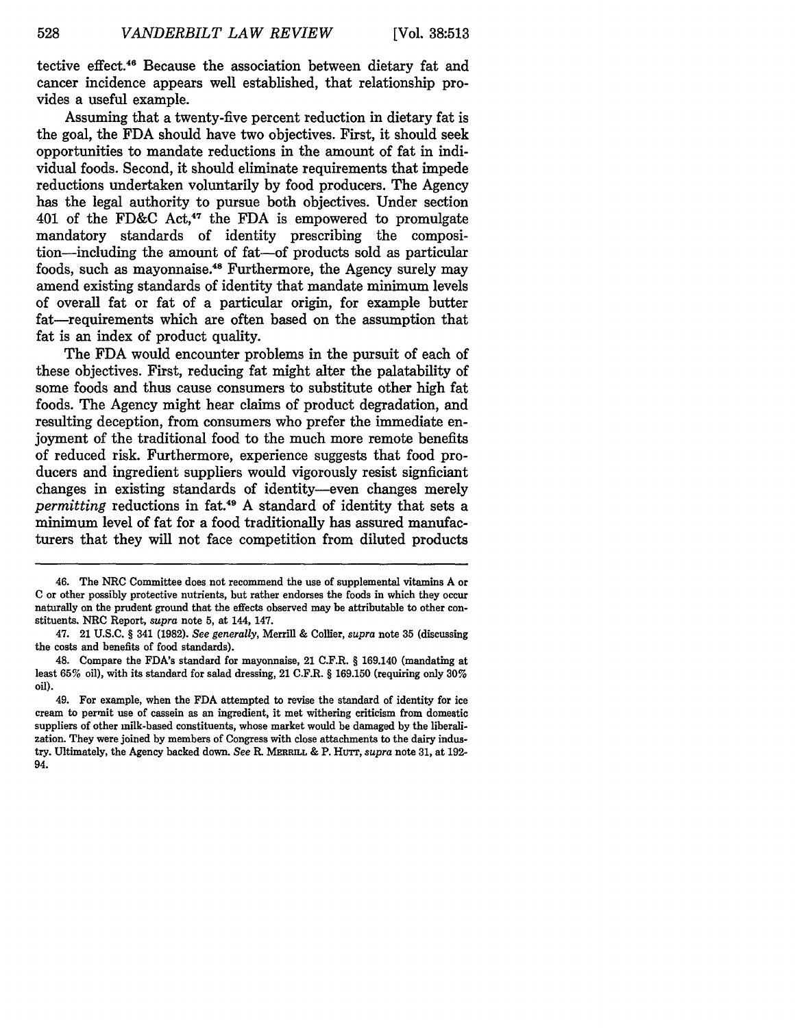tective effect.[46] Because the association between dietary fat and cancer incidence appears well established, that relationship provides a useful example.

Assuming that a twenty-five percent reduction in dietary fat is the goal, the FDA should have two objectives. First, it should seek opportunities to mandate reductions in the amount of fat in individual foods. Second, it should eliminate requirements that impede reductions undertaken voluntarily by food producers. The Agency has the legal authority to pursue both objectives. Under section 401 of the FD&C Act,[47] the FDA is empowered to promulgate mandatory standards of identity prescribing the composition—including the amount of fat—of products sold as particular foods, such as mayonnaise.[48] Furthermore, the Agency surely may amend existing standards of identity that mandate minimum levels of overall fat or fat of a particular origin, for example butter fat—requirements which are often based on the assumption that fat is an index of product quality.

The FDA would encounter problems in the pursuit of each of these objectives. First, reducing fat might alter the palatability of some foods and thus cause consumers to substitute other high fat foods. The Agency might hear claims of product degradation, and resulting deception, from consumers who prefer the immediate enjoyment of the traditional food to the much more remote benefits of reduced risk. Furthermore, experience suggests that food producers and ingredient suppliers would vigorously resist signficiant changes in existing standards of identity—even changes merely *permitting* reductions in fat.[49] A standard of identity that sets a minimum level of fat for a food traditionally has assured manufacturers that they will not face competition from diluted products

---

46. The NRC Committee does not recommend the use of supplemental vitamins A or C or other possibly protective nutrients, but rather endorses the foods in which they occur naturally on the prudent ground that the effects observed may be attributable to other constituents. NRC Report, *supra* note 5, at 144, 147.

47. 21 U.S.C. § 341 (1982). *See generally*, Merrill & Collier, *supra* note 35 (discussing the costs and benefits of food standards).

48. Compare the FDA's standard for mayonnaise, 21 C.F.R. § 169.140 (mandating at least 65% oil), with its standard for salad dressing, 21 C.F.R. § 169.150 (requiring only 30% oil).

49. For example, when the FDA attempted to revise the standard of identity for ice cream to permit use of cassein as an ingredient, it met withering criticism from domestic suppliers of other milk-based constituents, whose market would be damaged by the liberalization. They were joined by members of Congress with close attachments to the dairy industry. Ultimately, the Agency backed down. *See* R. Merrill & P. Hutt, *supra* note 31, at 192-94.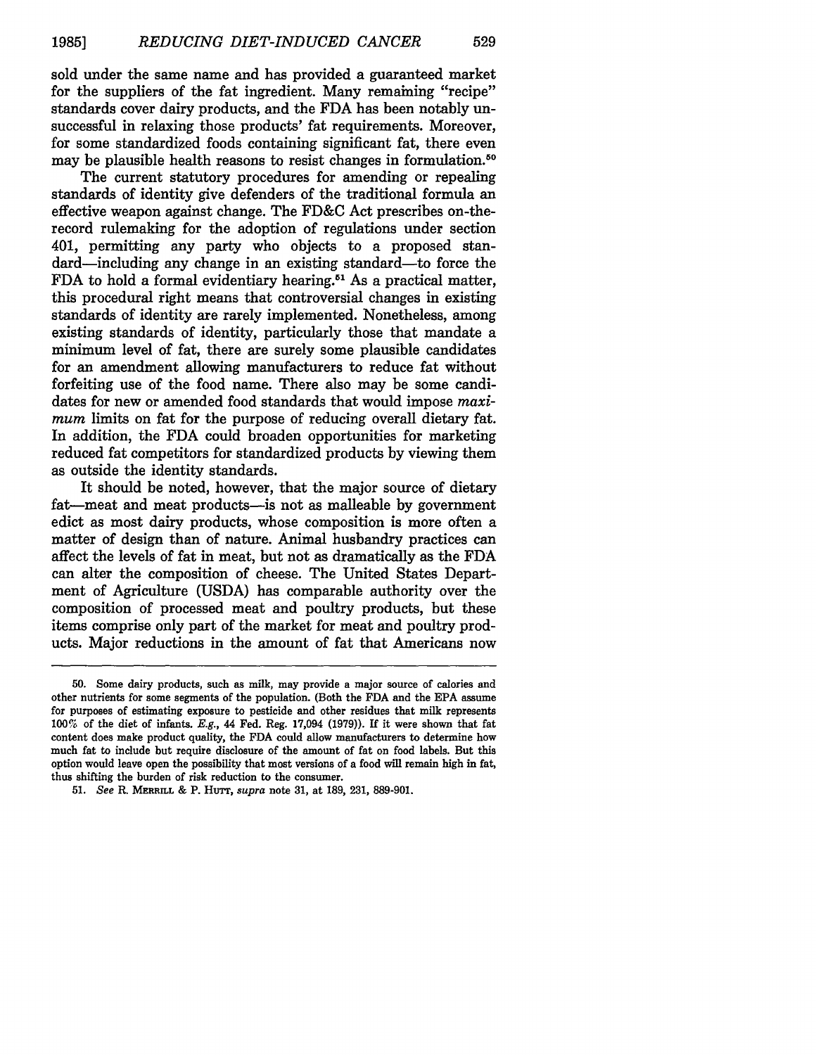sold under the same name and has provided a guaranteed market for the suppliers of the fat ingredient. Many remaining "recipe" standards cover dairy products, and the FDA has been notably unsuccessful in relaxing those products' fat requirements. Moreover, for some standardized foods containing significant fat, there even may be plausible health reasons to resist changes in formulation.[50]

The current statutory procedures for amending or repealing standards of identity give defenders of the traditional formula an effective weapon against change. The FD&C Act prescribes on-the-record rulemaking for the adoption of regulations under section 401, permitting any party who objects to a proposed standard—including any change in an existing standard—to force the FDA to hold a formal evidentiary hearing.[51] As a practical matter, this procedural right means that controversial changes in existing standards of identity are rarely implemented. Nonetheless, among existing standards of identity, particularly those that mandate a minimum level of fat, there are surely some plausible candidates for an amendment allowing manufacturers to reduce fat without forfeiting use of the food name. There also may be some candidates for new or amended food standards that would impose *maximum* limits on fat for the purpose of reducing overall dietary fat. In addition, the FDA could broaden opportunities for marketing reduced fat competitors for standardized products by viewing them as outside the identity standards.

It should be noted, however, that the major source of dietary fat—meat and meat products—is not as malleable by government edict as most dairy products, whose composition is more often a matter of design than of nature. Animal husbandry practices can affect the levels of fat in meat, but not as dramatically as the FDA can alter the composition of cheese. The United States Department of Agriculture (USDA) has comparable authority over the composition of processed meat and poultry products, but these items comprise only part of the market for meat and poultry products. Major reductions in the amount of fat that Americans now

---

50. Some dairy products, such as milk, may provide a major source of calories and other nutrients for some segments of the population. (Both the FDA and the EPA assume for purposes of estimating exposure to pesticide and other residues that milk represents 100% of the diet of infants. *E.g.*, 44 Fed. Reg. 17,094 (1979)). If it were shown that fat content does make product quality, the FDA could allow manufacturers to determine how much fat to include but require disclosure of the amount of fat on food labels. But this option would leave open the possibility that most versions of a food will remain high in fat, thus shifting the burden of risk reduction to the consumer.

51. *See* R. MERRILL & P. HUTT, *supra* note 31, at 189, 231, 889-901.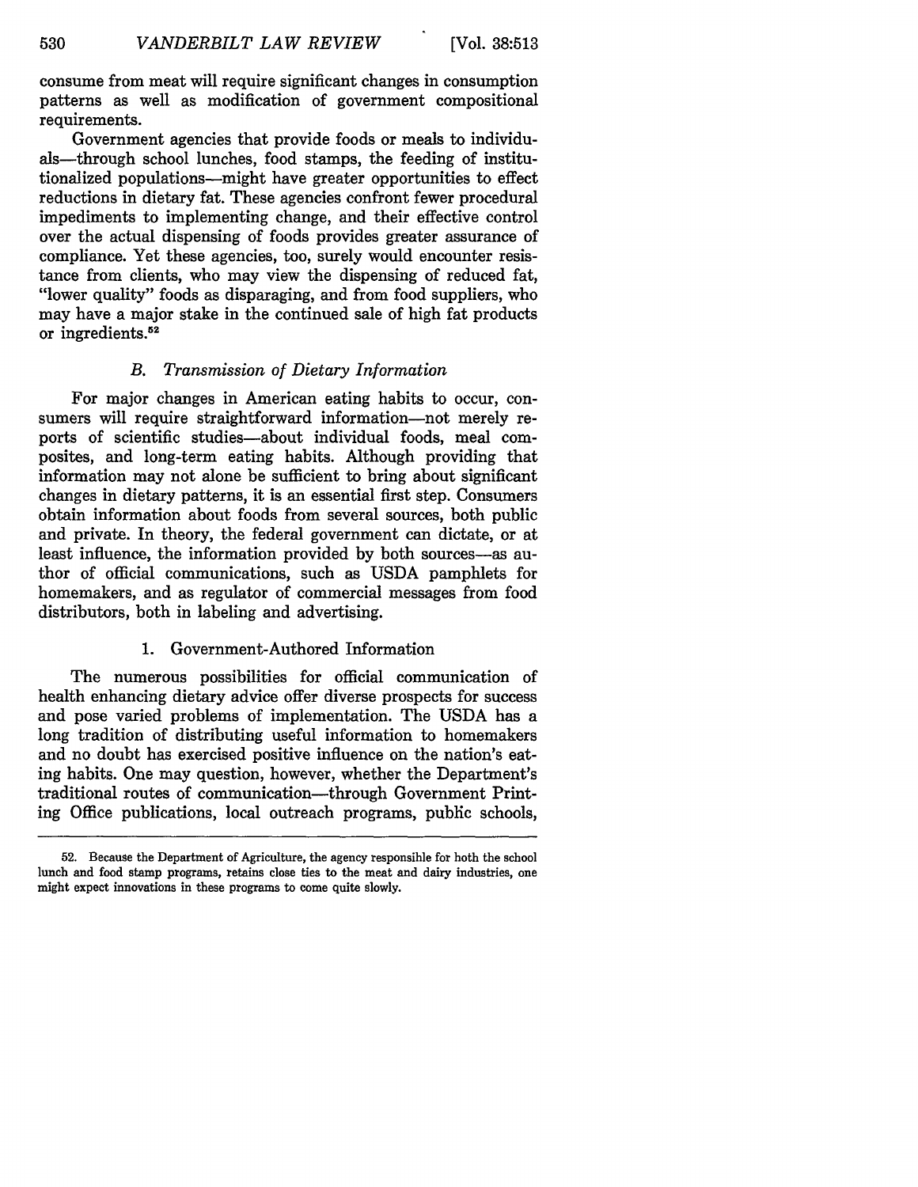consume from meat will require significant changes in consumption patterns as well as modification of government compositional requirements.

Government agencies that provide foods or meals to individuals—through school lunches, food stamps, the feeding of institutionalized populations—might have greater opportunities to effect reductions in dietary fat. These agencies confront fewer procedural impediments to implementing change, and their effective control over the actual dispensing of foods provides greater assurance of compliance. Yet these agencies, too, surely would encounter resistance from clients, who may view the dispensing of reduced fat, "lower quality" foods as disparaging, and from food suppliers, who may have a major stake in the continued sale of high fat products or ingredients.[52]

### *B. Transmission of Dietary Information*

For major changes in American eating habits to occur, consumers will require straightforward information—not merely reports of scientific studies—about individual foods, meal composites, and long-term eating habits. Although providing that information may not alone be sufficient to bring about significant changes in dietary patterns, it is an essential first step. Consumers obtain information about foods from several sources, both public and private. In theory, the federal government can dictate, or at least influence, the information provided by both sources—as author of official communications, such as USDA pamphlets for homemakers, and as regulator of commercial messages from food distributors, both in labeling and advertising.

#### 1. Government-Authored Information

The numerous possibilities for official communication of health enhancing dietary advice offer diverse prospects for success and pose varied problems of implementation. The USDA has a long tradition of distributing useful information to homemakers and no doubt has exercised positive influence on the nation's eating habits. One may question, however, whether the Department's traditional routes of communication—through Government Printing Office publications, local outreach programs, public schools,

---

52. Because the Department of Agriculture, the agency responsible for both the school lunch and food stamp programs, retains close ties to the meat and dairy industries, one might expect innovations in these programs to come quite slowly.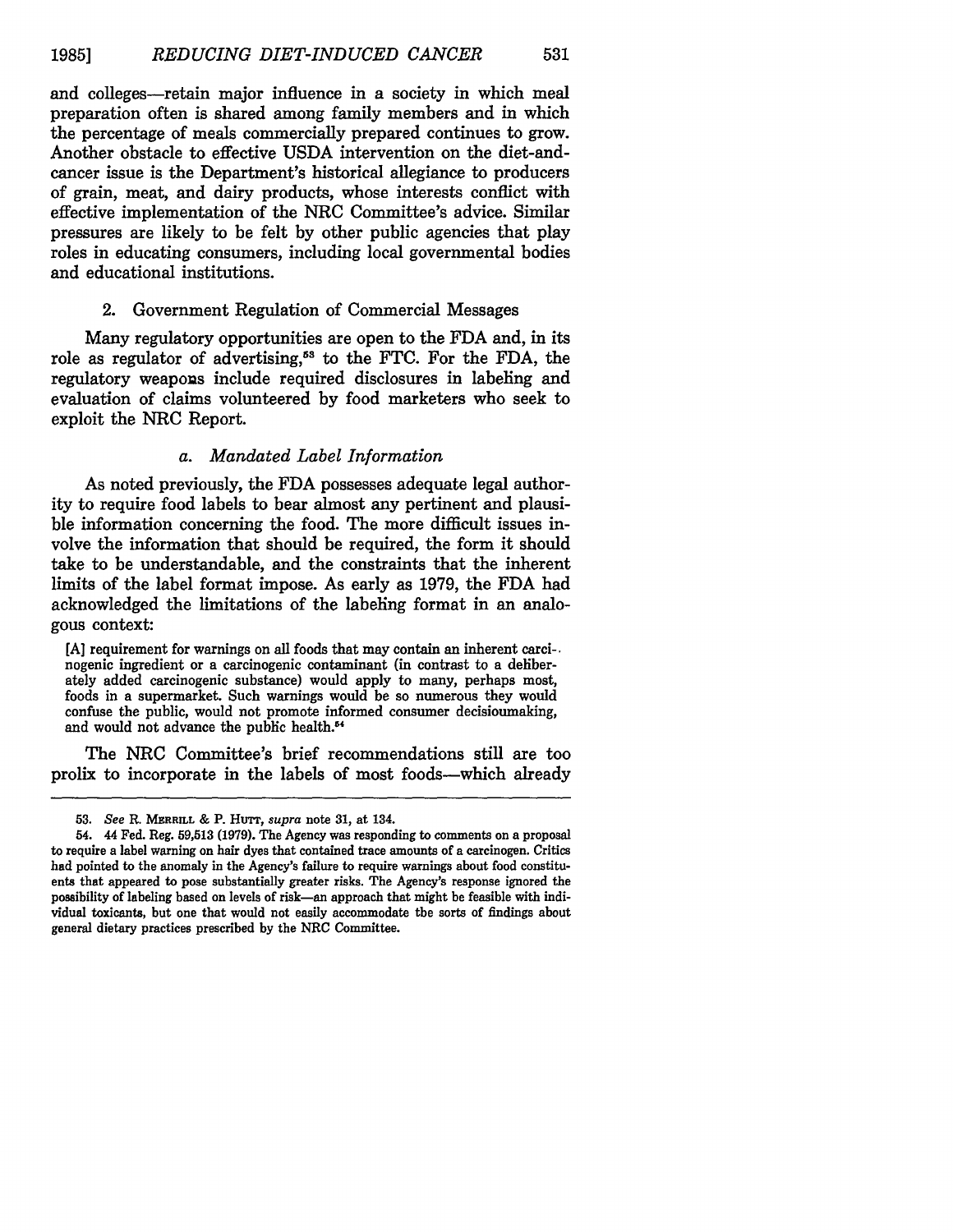and colleges—retain major influence in a society in which meal preparation often is shared among family members and in which the percentage of meals commercially prepared continues to grow. Another obstacle to effective USDA intervention on the diet-and-cancer issue is the Department's historical allegiance to producers of grain, meat, and dairy products, whose interests conflict with effective implementation of the NRC Committee's advice. Similar pressures are likely to be felt by other public agencies that play roles in educating consumers, including local governmental bodies and educational institutions.

### 2. Government Regulation of Commercial Messages

Many regulatory opportunities are open to the FDA and, in its role as regulator of advertising,[53] to the FTC. For the FDA, the regulatory weapons include required disclosures in labeling and evaluation of claims volunteered by food marketers who seek to exploit the NRC Report.

#### *a. Mandated Label Information*

As noted previously, the FDA possesses adequate legal authority to require food labels to bear almost any pertinent and plausible information concerning the food. The more difficult issues involve the information that should be required, the form it should take to be understandable, and the constraints that the inherent limits of the label format impose. As early as 1979, the FDA had acknowledged the limitations of the labeling format in an analogous context:

> [A] requirement for warnings on all foods that may contain an inherent carcinogenic ingredient or a carcinogenic contaminant (in contrast to a deliberately added carcinogenic substance) would apply to many, perhaps most, foods in a supermarket. Such warnings would be so numerous they would confuse the public, would not promote informed consumer decisionmaking, and would not advance the public health.[54]

The NRC Committee's brief recommendations still are too prolix to incorporate in the labels of most foods—which already

---

53. *See* R. MERRILL & P. HUTT, *supra* note 31, at 134.

54. 44 Fed. Reg. 59,513 (1979). The Agency was responding to comments on a proposal to require a label warning on hair dyes that contained trace amounts of a carcinogen. Critics had pointed to the anomaly in the Agency's failure to require warnings about food constituents that appeared to pose substantially greater risks. The Agency's response ignored the possibility of labeling based on levels of risk—an approach that might be feasible with individual toxicants, but one that would not easily accommodate the sorts of findings about general dietary practices prescribed by the NRC Committee.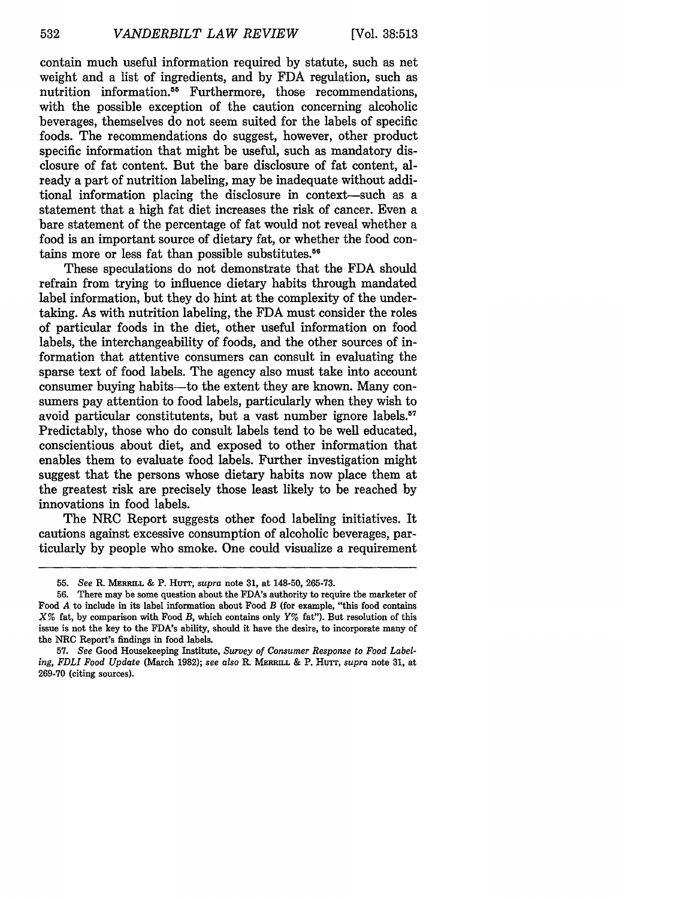contain much useful information required by statute, such as net weight and a list of ingredients, and by FDA regulation, such as nutrition information.[55] Furthermore, those recommendations, with the possible exception of the caution concerning alcoholic beverages, themselves do not seem suited for the labels of specific foods. The recommendations do suggest, however, other product specific information that might be useful, such as mandatory disclosure of fat content. But the bare disclosure of fat content, already a part of nutrition labeling, may be inadequate without additional information placing the disclosure in context—such as a statement that a high fat diet increases the risk of cancer. Even a bare statement of the percentage of fat would not reveal whether a food is an important source of dietary fat, or whether the food contains more or less fat than possible substitutes.[56]

These speculations do not demonstrate that the FDA should refrain from trying to influence dietary habits through mandated label information, but they do hint at the complexity of the undertaking. As with nutrition labeling, the FDA must consider the roles of particular foods in the diet, other useful information on food labels, the interchangeability of foods, and the other sources of information that attentive consumers can consult in evaluating the sparse text of food labels. The agency also must take into account consumer buying habits—to the extent they are known. Many consumers pay attention to food labels, particularly when they wish to avoid particular constitutents, but a vast number ignore labels.[57] Predictably, those who do consult labels tend to be well educated, conscientious about diet, and exposed to other information that enables them to evaluate food labels. Further investigation might suggest that the persons whose dietary habits now place them at the greatest risk are precisely those least likely to be reached by innovations in food labels.

The NRC Report suggests other food labeling initiatives. It cautions against excessive consumption of alcoholic beverages, particularly by people who smoke. One could visualize a requirement

---

55. *See* R. MERRILL & P. HUTT, *supra* note 31, at 148-50, 265-73.

56. There may be some question about the FDA's authority to require the marketer of Food *A* to include in its label information about Food *B* (for example, "this food contains *X*% fat, by comparison with Food *B*, which contains only *Y*% fat"). But resolution of this issue is not the key to the FDA's ability, should it have the desire, to incorporate many of the NRC Report's findings in food labels.

57. *See* Good Housekeeping Institute, *Survey of Consumer Response to Food Labeling, FDLI Food Update* (March 1982); *see also* R. MERRILL & P. HUTT, *supra* note 31, at 269-70 (citing sources).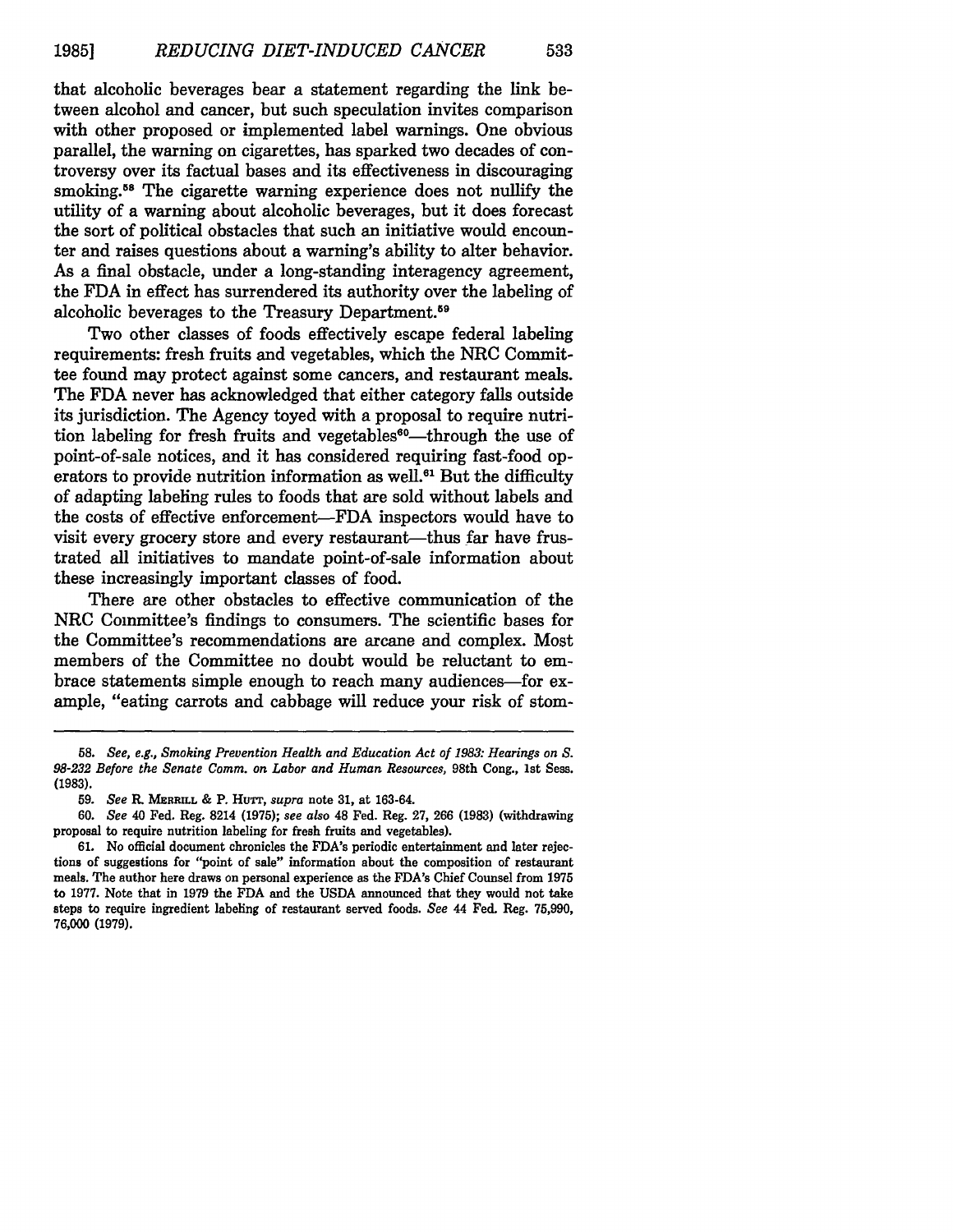that alcoholic beverages bear a statement regarding the link between alcohol and cancer, but such speculation invites comparison with other proposed or implemented label warnings. One obvious parallel, the warning on cigarettes, has sparked two decades of controversy over its factual bases and its effectiveness in discouraging smoking.[58] The cigarette warning experience does not nullify the utility of a warning about alcoholic beverages, but it does forecast the sort of political obstacles that such an initiative would encounter and raises questions about a warning's ability to alter behavior. As a final obstacle, under a long-standing interagency agreement, the FDA in effect has surrendered its authority over the labeling of alcoholic beverages to the Treasury Department.[59]

Two other classes of foods effectively escape federal labeling requirements: fresh fruits and vegetables, which the NRC Committee found may protect against some cancers, and restaurant meals. The FDA never has acknowledged that either category falls outside its jurisdiction. The Agency toyed with a proposal to require nutrition labeling for fresh fruits and vegetables[60]—through the use of point-of-sale notices, and it has considered requiring fast-food operators to provide nutrition information as well.[61] But the difficulty of adapting labeling rules to foods that are sold without labels and the costs of effective enforcement—FDA inspectors would have to visit every grocery store and every restaurant—thus far have frustrated all initiatives to mandate point-of-sale information about these increasingly important classes of food.

There are other obstacles to effective communication of the NRC Committee's findings to consumers. The scientific bases for the Committee's recommendations are arcane and complex. Most members of the Committee no doubt would be reluctant to embrace statements simple enough to reach many audiences—for example, "eating carrots and cabbage will reduce your risk of stom-

---

58. *See, e.g., Smoking Prevention Health and Education Act of 1983: Hearings on S. 98-232 Before the Senate Comm. on Labor and Human Resources*, 98th Cong., 1st Sess. (1983).

59. *See* R. MERRILL & P. HUTT, *supra* note 31, at 163-64.

60. *See* 40 Fed. Reg. 8214 (1975); *see also* 48 Fed. Reg. 27, 266 (1983) (withdrawing proposal to require nutrition labeling for fresh fruits and vegetables).

61. No official document chronicles the FDA's periodic entertainment and later rejections of suggestions for "point of sale" information about the composition of restaurant meals. The author here draws on personal experience as the FDA's Chief Counsel from 1975 to 1977. Note that in 1979 the FDA and the USDA announced that they would not take steps to require ingredient labeling of restaurant served foods. *See* 44 Fed. Reg. 75,990, 76,000 (1979).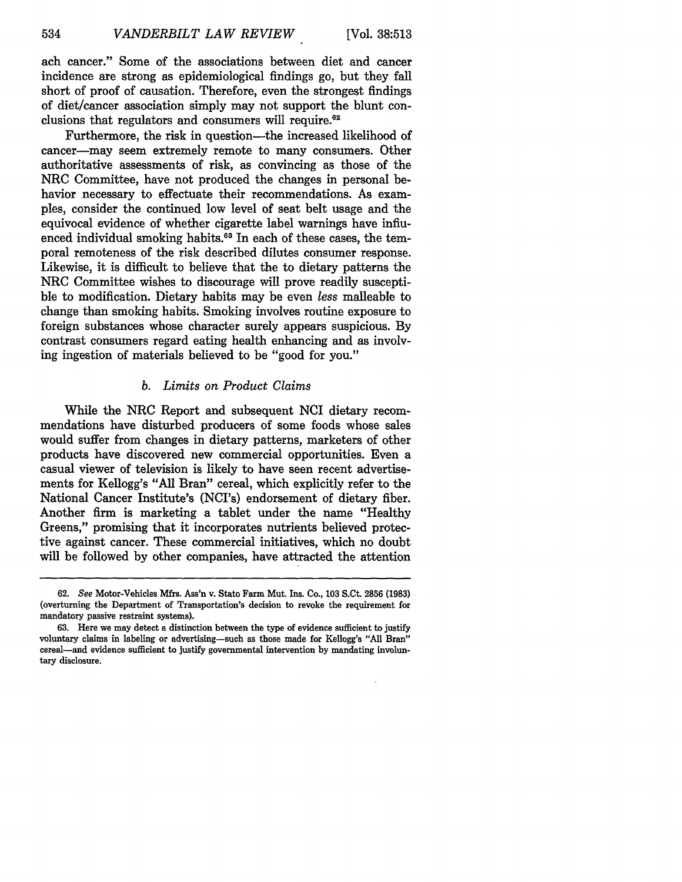ach cancer." Some of the associations between diet and cancer incidence are strong as epidemiological findings go, but they fall short of proof of causation. Therefore, even the strongest findings of diet/cancer association simply may not support the blunt conclusions that regulators and consumers will require.[62]

Furthermore, the risk in question—the increased likelihood of cancer—may seem extremely remote to many consumers. Other authoritative assessments of risk, as convincing as those of the NRC Committee, have not produced the changes in personal behavior necessary to effectuate their recommendations. As examples, consider the continued low level of seat belt usage and the equivocal evidence of whether cigarette label warnings have influenced individual smoking habits.[63] In each of these cases, the temporal remoteness of the risk described dilutes consumer response. Likewise, it is difficult to believe that the to dietary patterns the NRC Committee wishes to discourage will prove readily susceptible to modification. Dietary habits may be even *less* malleable to change than smoking habits. Smoking involves routine exposure to foreign substances whose character surely appears suspicious. By contrast consumers regard eating health enhancing and as involving ingestion of materials believed to be "good for you."

### *b. Limits on Product Claims*

While the NRC Report and subsequent NCI dietary recommendations have disturbed producers of some foods whose sales would suffer from changes in dietary patterns, marketers of other products have discovered new commercial opportunities. Even a casual viewer of television is likely to have seen recent advertisements for Kellogg's "All Bran" cereal, which explicitly refer to the National Cancer Institute's (NCI's) endorsement of dietary fiber. Another firm is marketing a tablet under the name "Healthy Greens," promising that it incorporates nutrients believed protective against cancer. These commercial initiatives, which no doubt will be followed by other companies, have attracted the attention

---

62. *See* Motor-Vehicles Mfrs. Ass'n v. Stato Farm Mut. Ins. Co., 103 S.Ct. 2856 (1983) (overturning the Department of Transportation's decision to revoke the requirement for mandatory passive restraint systems).

63. Here we may detect a distinction between the type of evidence sufficient to justify voluntary claims in labeling or advertising—such as those made for Kellogg's "All Bran" cereal—and evidence sufficient to justify governmental intervention by mandating involuntary disclosure.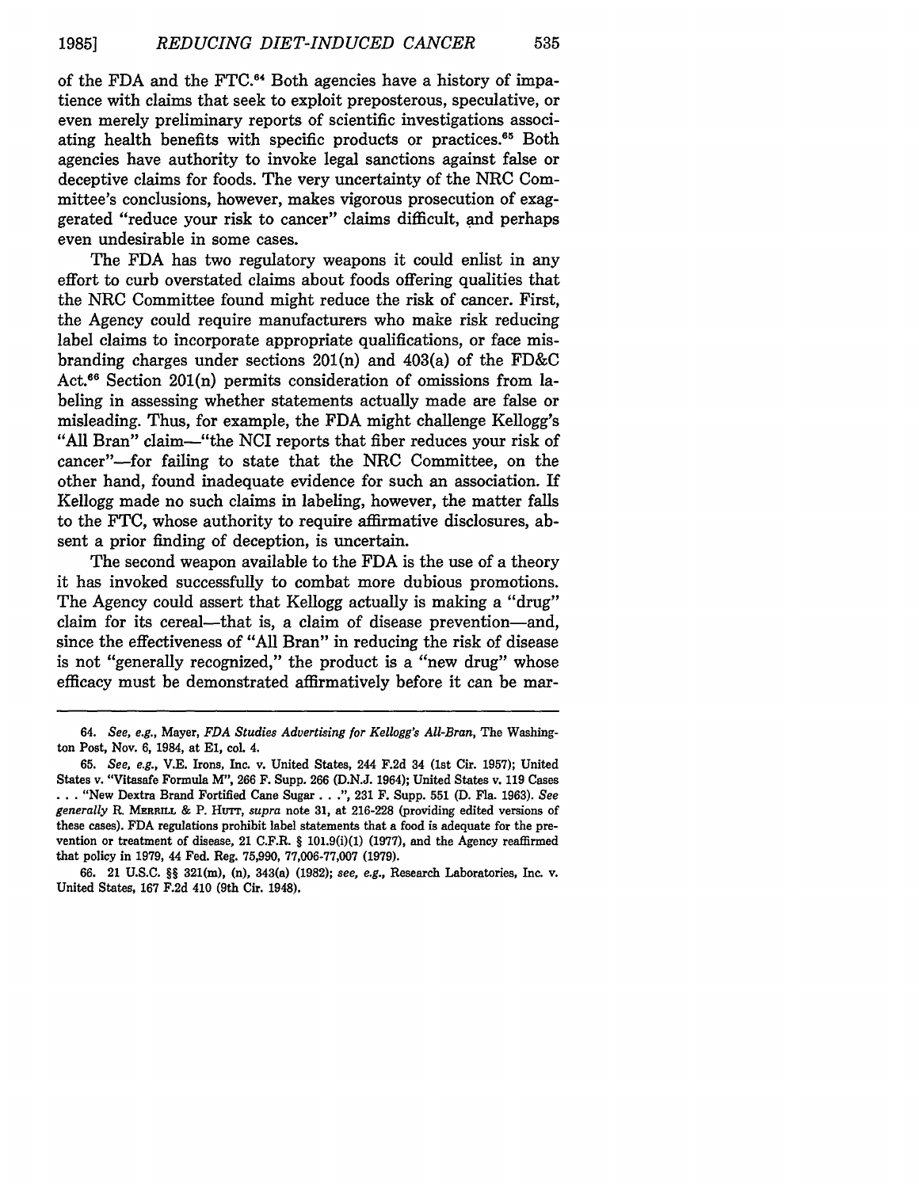of the FDA and the FTC.[64] Both agencies have a history of impatience with claims that seek to exploit preposterous, speculative, or even merely preliminary reports of scientific investigations associating health benefits with specific products or practices.[65] Both agencies have authority to invoke legal sanctions against false or deceptive claims for foods. The very uncertainty of the NRC Committee's conclusions, however, makes vigorous prosecution of exaggerated "reduce your risk to cancer" claims difficult, and perhaps even undesirable in some cases.

The FDA has two regulatory weapons it could enlist in any effort to curb overstated claims about foods offering qualities that the NRC Committee found might reduce the risk of cancer. First, the Agency could require manufacturers who make risk reducing label claims to incorporate appropriate qualifications, or face misbranding charges under sections 201(n) and 403(a) of the FD&C Act.[66] Section 201(n) permits consideration of omissions from labeling in assessing whether statements actually made are false or misleading. Thus, for example, the FDA might challenge Kellogg's "All Bran" claim—"the NCI reports that fiber reduces your risk of cancer"—for failing to state that the NRC Committee, on the other hand, found inadequate evidence for such an association. If Kellogg made no such claims in labeling, however, the matter falls to the FTC, whose authority to require affirmative disclosures, absent a prior finding of deception, is uncertain.

The second weapon available to the FDA is the use of a theory it has invoked successfully to combat more dubious promotions. The Agency could assert that Kellogg actually is making a "drug" claim for its cereal—that is, a claim of disease prevention—and, since the effectiveness of "All Bran" in reducing the risk of disease is not "generally recognized," the product is a "new drug" whose efficacy must be demonstrated affirmatively before it can be mar-

---

64. *See, e.g.*, Mayer, *FDA Studies Advertising for Kellogg's All-Bran*, The Washington Post, Nov. 6, 1984, at E1, col. 4.

65. *See, e.g.*, V.E. Irons, Inc. v. United States, 244 F.2d 34 (1st Cir. 1957); United States v. "Vitasafe Formula M", 266 F. Supp. 266 (D.N.J. 1964); United States v. 119 Cases . . . "New Dextra Brand Fortified Cane Sugar . . .", 231 F. Supp. 551 (D. Fla. 1963). *See generally* R. Merrill & P. Hutt, *supra* note 31, at 216-228 (providing edited versions of these cases). FDA regulations prohibit label statements that a food is adequate for the prevention or treatment of disease, 21 C.F.R. § 101.9(i)(1) (1977), and the Agency reaffirmed that policy in 1979, 44 Fed. Reg. 75,990, 77,006-77,007 (1979).

66. 21 U.S.C. §§ 321(m), (n), 343(a) (1982); *see, e.g.*, Research Laboratories, Inc. v. United States, 167 F.2d 410 (9th Cir. 1948).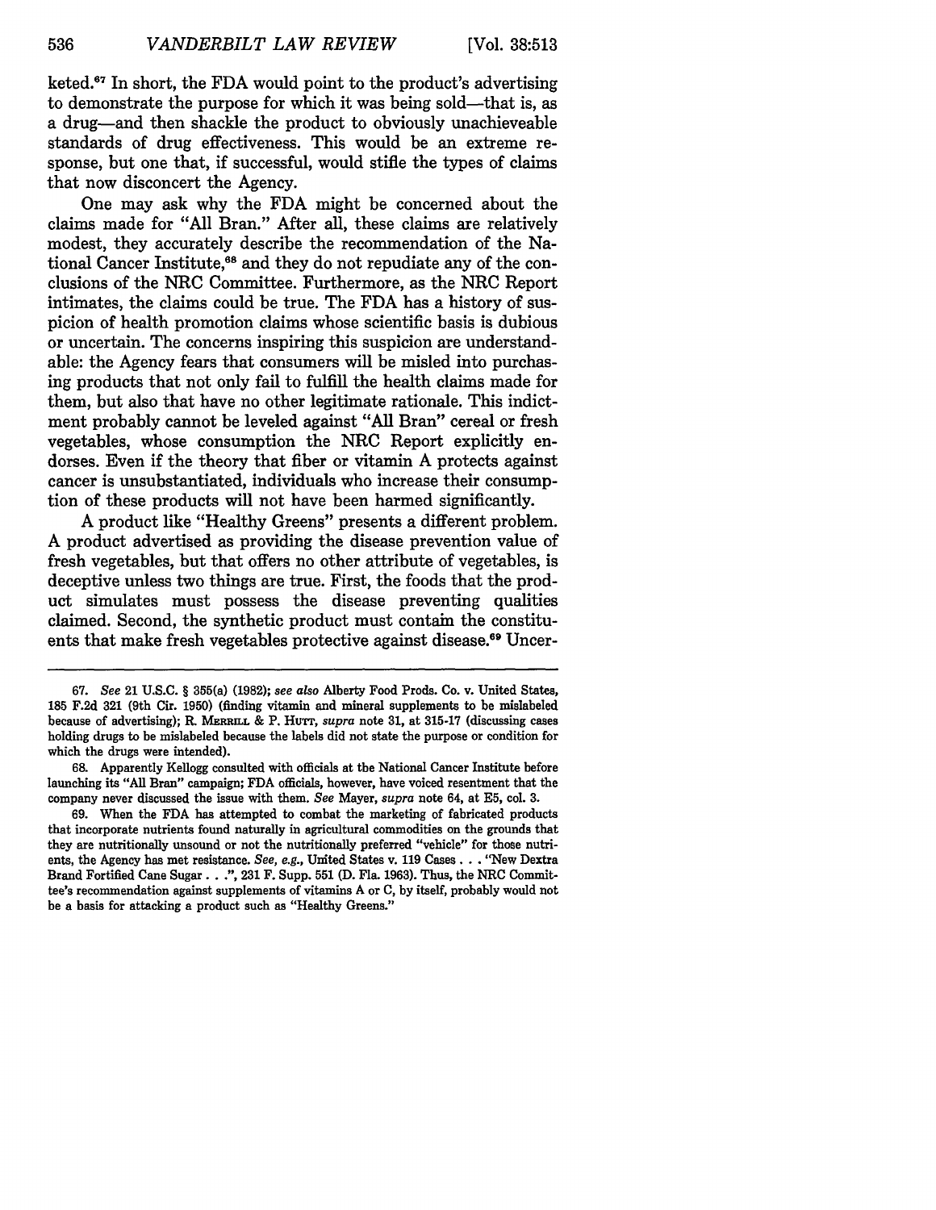keted.[67] In short, the FDA would point to the product's advertising to demonstrate the purpose for which it was being sold—that is, as a drug—and then shackle the product to obviously unachieveable standards of drug effectiveness. This would be an extreme response, but one that, if successful, would stifle the types of claims that now disconcert the Agency.

One may ask why the FDA might be concerned about the claims made for "All Bran." After all, these claims are relatively modest, they accurately describe the recommendation of the National Cancer Institute,[68] and they do not repudiate any of the conclusions of the NRC Committee. Furthermore, as the NRC Report intimates, the claims could be true. The FDA has a history of suspicion of health promotion claims whose scientific basis is dubious or uncertain. The concerns inspiring this suspicion are understandable: the Agency fears that consumers will be misled into purchasing products that not only fail to fulfill the health claims made for them, but also that have no other legitimate rationale. This indictment probably cannot be leveled against "All Bran" cereal or fresh vegetables, whose consumption the NRC Report explicitly endorses. Even if the theory that fiber or vitamin A protects against cancer is unsubstantiated, individuals who increase their consumption of these products will not have been harmed significantly.

A product like "Healthy Greens" presents a different problem. A product advertised as providing the disease prevention value of fresh vegetables, but that offers no other attribute of vegetables, is deceptive unless two things are true. First, the foods that the product simulates must possess the disease preventing qualities claimed. Second, the synthetic product must contain the constituents that make fresh vegetables protective against disease.[69] Uncer-

67. *See* 21 U.S.C. § 355(a) (1982); *see also* Alberty Food Prods. Co. v. United States, 185 F.2d 321 (9th Cir. 1950) (finding vitamin and mineral supplements to be mislabeled because of advertising); R. MERRILL & P. HUTT, *supra* note 31, at 315-17 (discussing cases holding drugs to be mislabeled because the labels did not state the purpose or condition for which the drugs were intended).

68. Apparently Kellogg consulted with officials at the National Cancer Institute before launching its "All Bran" campaign; FDA officials, however, have voiced resentment that the company never discussed the issue with them. *See* Mayer, *supra* note 64, at E5, col. 3.

69. When the FDA has attempted to combat the marketing of fabricated products that incorporate nutrients found naturally in agricultural commodities on the grounds that they are nutritionally unsound or not the nutritionally preferred "vehicle" for those nutrients, the Agency has met resistance. *See, e.g.*, United States v. 119 Cases . . . "New Dextra Brand Fortified Cane Sugar . . .", 231 F. Supp. 551 (D. Fla. 1963). Thus, the NRC Committee's recommendation against supplements of vitamins A or C, by itself, probably would not be a basis for attacking a product such as "Healthy Greens."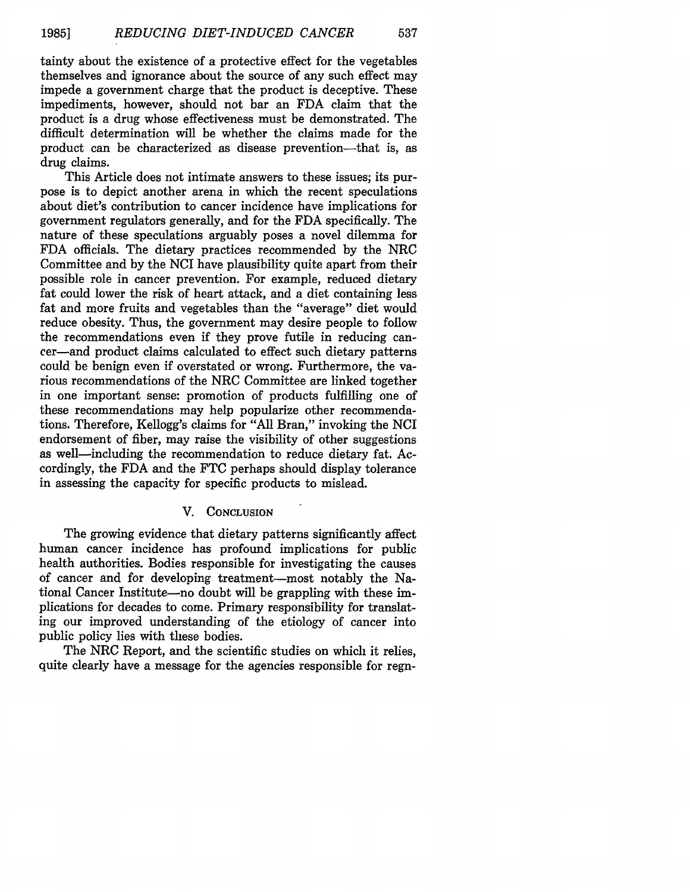tainty about the existence of a protective effect for the vegetables themselves and ignorance about the source of any such effect may impede a government charge that the product is deceptive. These impediments, however, should not bar an FDA claim that the product is a drug whose effectiveness must be demonstrated. The difficult determination will be whether the claims made for the product can be characterized as disease prevention—that is, as drug claims.

This Article does not intimate answers to these issues; its purpose is to depict another arena in which the recent speculations about diet's contribution to cancer incidence have implications for government regulators generally, and for the FDA specifically. The nature of these speculations arguably poses a novel dilemma for FDA officials. The dietary practices recommended by the NRC Committee and by the NCI have plausibility quite apart from their possible role in cancer prevention. For example, reduced dietary fat could lower the risk of heart attack, and a diet containing less fat and more fruits and vegetables than the "average" diet would reduce obesity. Thus, the government may desire people to follow the recommendations even if they prove futile in reducing cancer—and product claims calculated to effect such dietary patterns could be benign even if overstated or wrong. Furthermore, the various recommendations of the NRC Committee are linked together in one important sense: promotion of products fulfilling one of these recommendations may help popularize other recommendations. Therefore, Kellogg's claims for "All Bran," invoking the NCI endorsement of fiber, may raise the visibility of other suggestions as well—including the recommendation to reduce dietary fat. Accordingly, the FDA and the FTC perhaps should display tolerance in assessing the capacity for specific products to mislead.

## V. Conclusion

The growing evidence that dietary patterns significantly affect human cancer incidence has profound implications for public health authorities. Bodies responsible for investigating the causes of cancer and for developing treatment—most notably the National Cancer Institute—no doubt will be grappling with these implications for decades to come. Primary responsibility for translating our improved understanding of the etiology of cancer into public policy lies with these bodies.

The NRC Report, and the scientific studies on which it relies, quite clearly have a message for the agencies responsible for regu-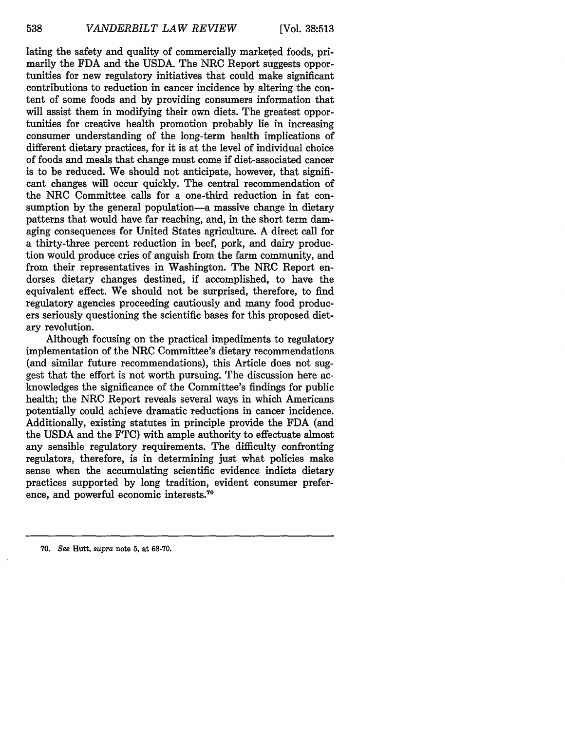lating the safety and quality of commercially marketed foods, primarily the FDA and the USDA. The NRC Report suggests opportunities for new regulatory initiatives that could make significant contributions to reduction in cancer incidence by altering the content of some foods and by providing consumers information that will assist them in modifying their own diets. The greatest opportunities for creative health promotion probably lie in increasing consumer understanding of the long-term health implications of different dietary practices, for it is at the level of individual choice of foods and meals that change must come if diet-associated cancer is to be reduced. We should not anticipate, however, that significant changes will occur quickly. The central recommendation of the NRC Committee calls for a one-third reduction in fat consumption by the general population—a massive change in dietary patterns that would have far reaching, and, in the short term damaging consequences for United States agriculture. A direct call for a thirty-three percent reduction in beef, pork, and dairy production would produce cries of anguish from the farm community, and from their representatives in Washington. The NRC Report endorses dietary changes destined, if accomplished, to have the equivalent effect. We should not be surprised, therefore, to find regulatory agencies proceeding cautiously and many food producers seriously questioning the scientific bases for this proposed dietary revolution.

Although focusing on the practical impediments to regulatory implementation of the NRC Committee's dietary recommendations (and similar future recommendations), this Article does not suggest that the effort is not worth pursuing. The discussion here acknowledges the significance of the Committee's findings for public health; the NRC Report reveals several ways in which Americans potentially could achieve dramatic reductions in cancer incidence. Additionally, existing statutes in principle provide the FDA (and the USDA and the FTC) with ample authority to effectuate almost any sensible regulatory requirements. The difficulty confronting regulators, therefore, is in determining just what policies make sense when the accumulating scientific evidence indicts dietary practices supported by long tradition, evident consumer preference, and powerful economic interests.[70]

---

70. *See* Hutt, *supra* note 5, at 68-70.